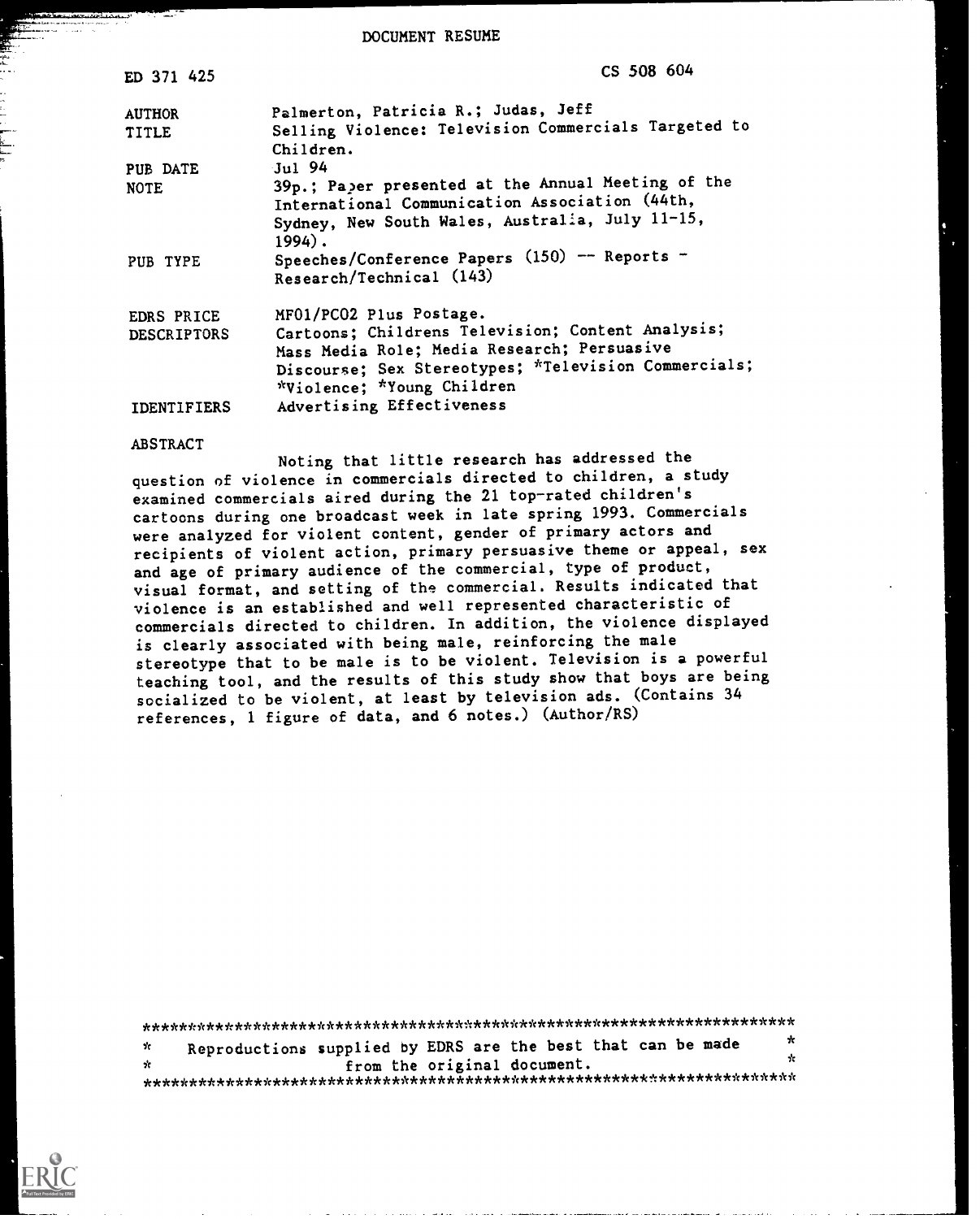DOCUMENT RESUME

| | |
|---|---|
| ED 371 425 | CS 508 604 |
| AUTHOR | Palmerton, Patricia R.; Judas, Jeff |
| TITLE | Selling Violence: Television Commercials Targeted to Children. |
| PUB DATE | Jul 94 |
| NOTE | 39p.; Paper presented at the Annual Meeting of the International Communication Association (44th, Sydney, New South Wales, Australia, July 11-15, 1994). |
| PUB TYPE | Speeches/Conference Papers (150) -- Reports - Research/Technical (143) |
| EDRS PRICE | MF01/PC02 Plus Postage. |
| DESCRIPTORS | Cartoons; Childrens Television; Content Analysis; Mass Media Role; Media Research; Persuasive Discourse; Sex Stereotypes; *Television Commercials; *Violence; *Young Children |
| IDENTIFIERS | Advertising Effectiveness |

ABSTRACT

Noting that little research has addressed the question of violence in commercials directed to children, a study examined commercials aired during the 21 top-rated children's cartoons during one broadcast week in late spring 1993. Commercials were analyzed for violent content, gender of primary actors and recipients of violent action, primary persuasive theme or appeal, sex and age of primary audience of the commercial, type of product, visual format, and setting of the commercial. Results indicated that violence is an established and well represented characteristic of commercials directed to children. In addition, the violence displayed is clearly associated with being male, reinforcing the male stereotype that to be male is to be violent. Television is a powerful teaching tool, and the results of this study show that boys are being socialized to be violent, at least by television ads. (Contains 34 references, 1 figure of data, and 6 notes.) (Author/RS)

***********************************************************************
* Reproductions supplied by EDRS are the best that can be made *
* from the original document. *
***********************************************************************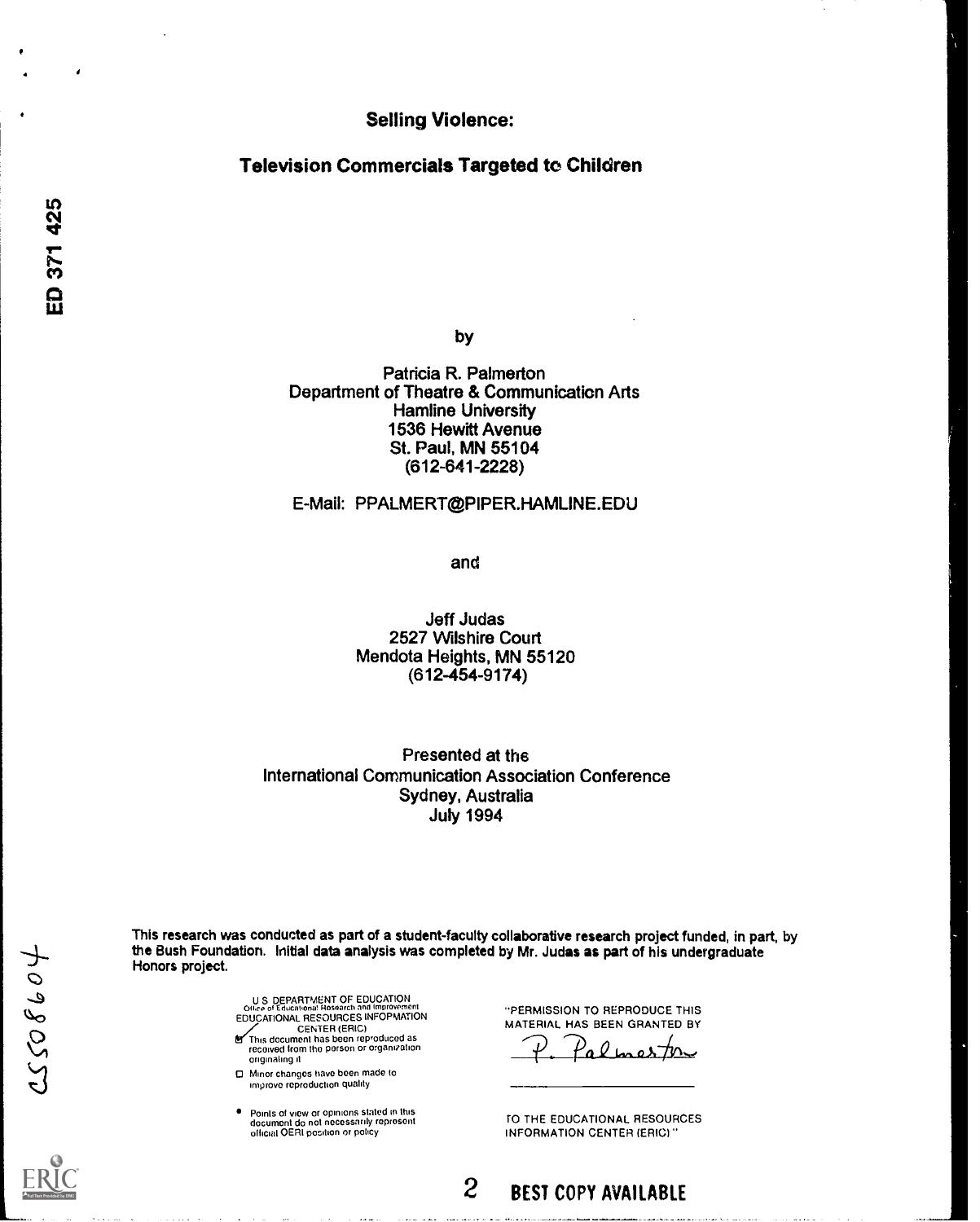# Selling Violence:

## Television Commercials Targeted to Children

ED 371 425

by

Patricia R. Palmerton
Department of Theatre & Communication Arts
Hamline University
1536 Hewitt Avenue
St. Paul, MN 55104
(612-641-2228)

E-Mail: PPALMERT@PIPER.HAMLINE.EDU

and

Jeff Judas
2527 Wilshire Court
Mendota Heights, MN 55120
(612-454-9174)

Presented at the
International Communication Association Conference
Sydney, Australia
July 1994

This research was conducted as part of a student-faculty collaborative research project funded, in part, by the Bush Foundation. Initial data analysis was completed by Mr. Judas as part of his undergraduate Honors project.

U.S. DEPARTMENT OF EDUCATION
Office of Educational Research and Improvement
EDUCATIONAL RESOURCES INFORMATION CENTER (ERIC)

- ☑ This document has been reproduced as received from the person or organization originating it
- ☐ Minor changes have been made to improve reproduction quality
- Points of view or opinions stated in this document do not necessarily represent official OERI position or policy

"PERMISSION TO REPRODUCE THIS MATERIAL HAS BEEN GRANTED BY

P. Palmerton

TO THE EDUCATIONAL RESOURCES INFORMATION CENTER (ERIC)."

CS508604

BEST COPY AVAILABLE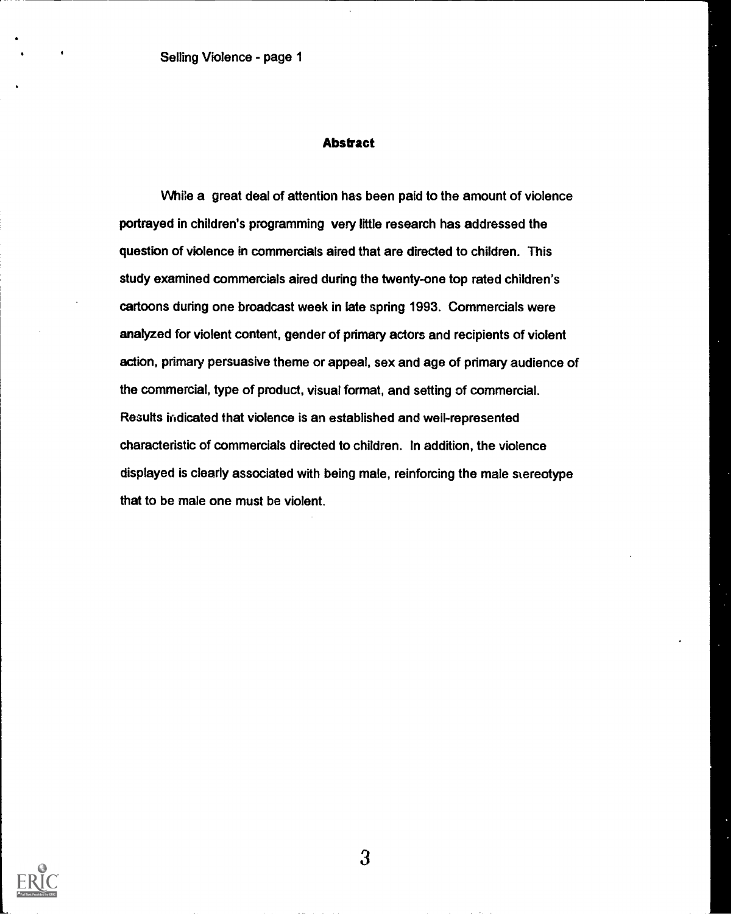## Abstract

While a great deal of attention has been paid to the amount of violence portrayed in children's programming very little research has addressed the question of violence in commercials aired that are directed to children. This study examined commercials aired during the twenty-one top rated children's cartoons during one broadcast week in late spring 1993. Commercials were analyzed for violent content, gender of primary actors and recipients of violent action, primary persuasive theme or appeal, sex and age of primary audience of the commercial, type of product, visual format, and setting of commercial. Results indicated that violence is an established and well-represented characteristic of commercials directed to children. In addition, the violence displayed is clearly associated with being male, reinforcing the male stereotype that to be male one must be violent.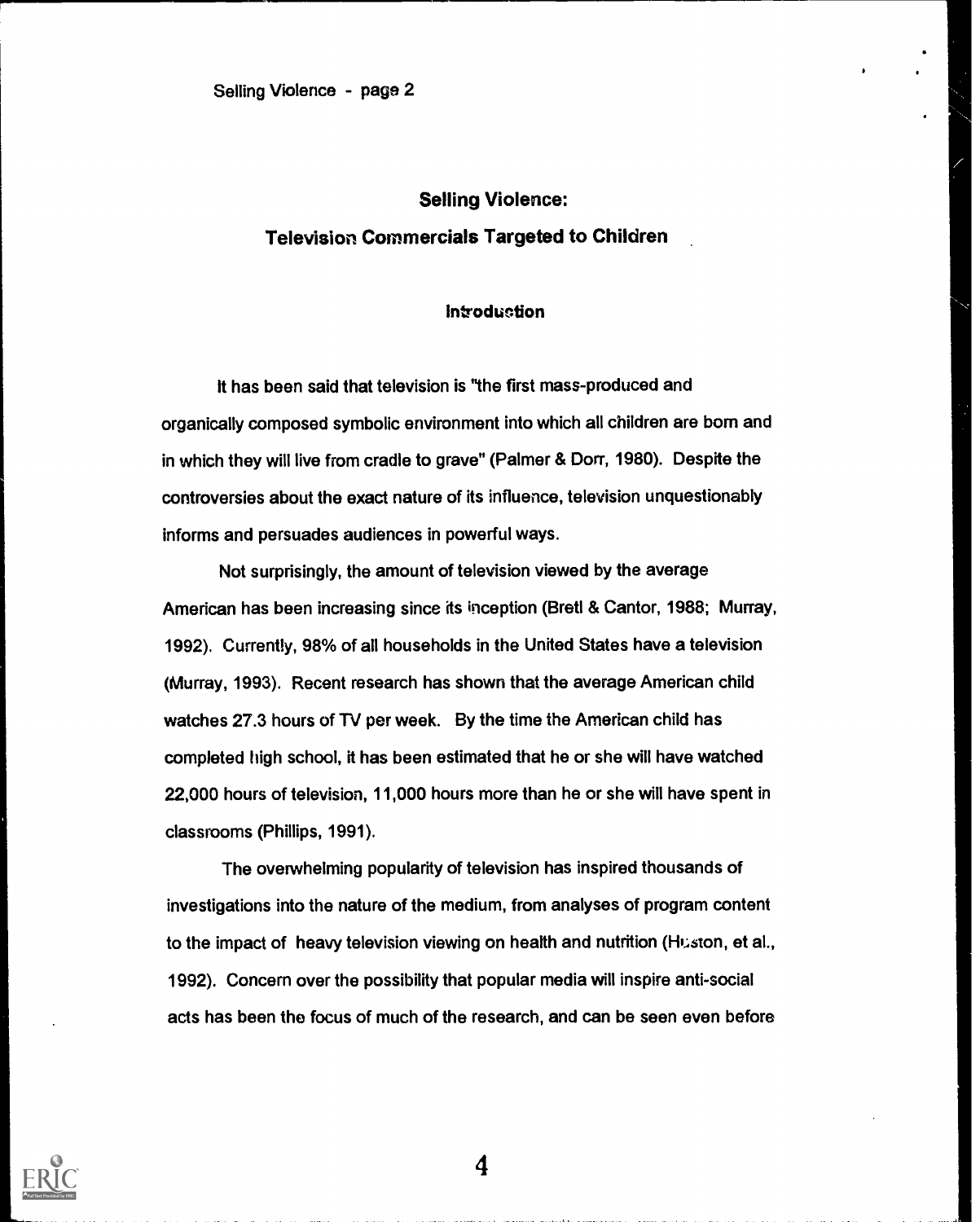# Selling Violence:
# Television Commercials Targeted to Children

## Introduction

It has been said that television is "the first mass-produced and organically composed symbolic environment into which all children are born and in which they will live from cradle to grave" (Palmer & Dorr, 1980). Despite the controversies about the exact nature of its influence, television unquestionably informs and persuades audiences in powerful ways.

Not surprisingly, the amount of television viewed by the average American has been increasing since its inception (Bretl & Cantor, 1988; Murray, 1992). Currently, 98% of all households in the United States have a television (Murray, 1993). Recent research has shown that the average American child watches 27.3 hours of TV per week. By the time the American child has completed high school, it has been estimated that he or she will have watched 22,000 hours of television, 11,000 hours more than he or she will have spent in classrooms (Phillips, 1991).

The overwhelming popularity of television has inspired thousands of investigations into the nature of the medium, from analyses of program content to the impact of heavy television viewing on health and nutrition (Huston, et al., 1992). Concern over the possibility that popular media will inspire anti-social acts has been the focus of much of the research, and can be seen even before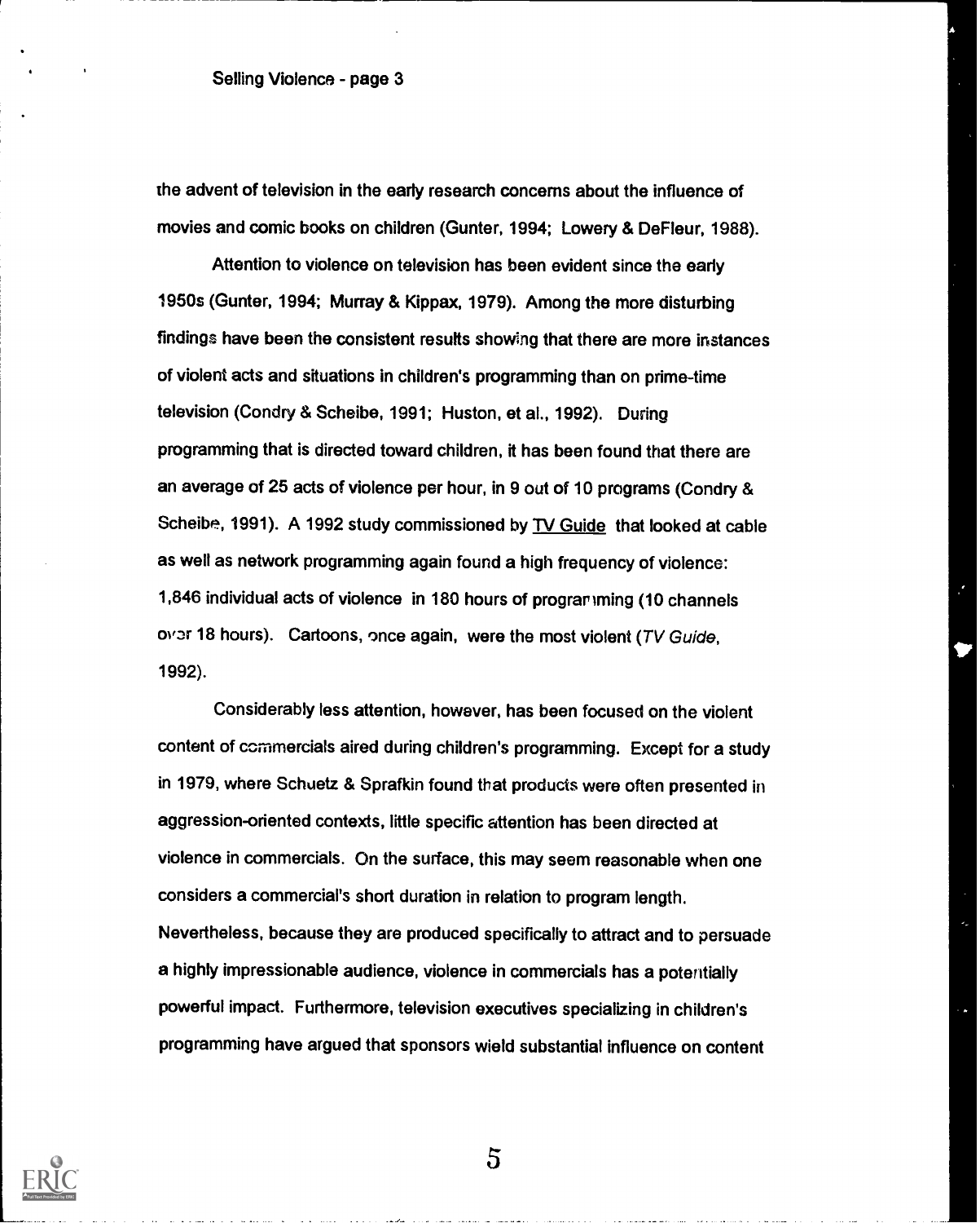the advent of television in the early research concerns about the influence of movies and comic books on children (Gunter, 1994; Lowery & DeFleur, 1988).

Attention to violence on television has been evident since the early 1950s (Gunter, 1994; Murray & Kippax, 1979). Among the more disturbing findings have been the consistent results showing that there are more instances of violent acts and situations in children's programming than on prime-time television (Condry & Scheibe, 1991; Huston, et al., 1992). During programming that is directed toward children, it has been found that there are an average of 25 acts of violence per hour, in 9 out of 10 programs (Condry & Scheibe, 1991). A 1992 study commissioned by TV Guide that looked at cable as well as network programming again found a high frequency of violence: 1,846 individual acts of violence in 180 hours of programming (10 channels over 18 hours). Cartoons, once again, were the most violent (*TV Guide*, 1992).

Considerably less attention, however, has been focused on the violent content of commercials aired during children's programming. Except for a study in 1979, where Schuetz & Sprafkin found that products were often presented in aggression-oriented contexts, little specific attention has been directed at violence in commercials. On the surface, this may seem reasonable when one considers a commercial's short duration in relation to program length. Nevertheless, because they are produced specifically to attract and to persuade a highly impressionable audience, violence in commercials has a potentially powerful impact. Furthermore, television executives specializing in children's programming have argued that sponsors wield substantial influence on content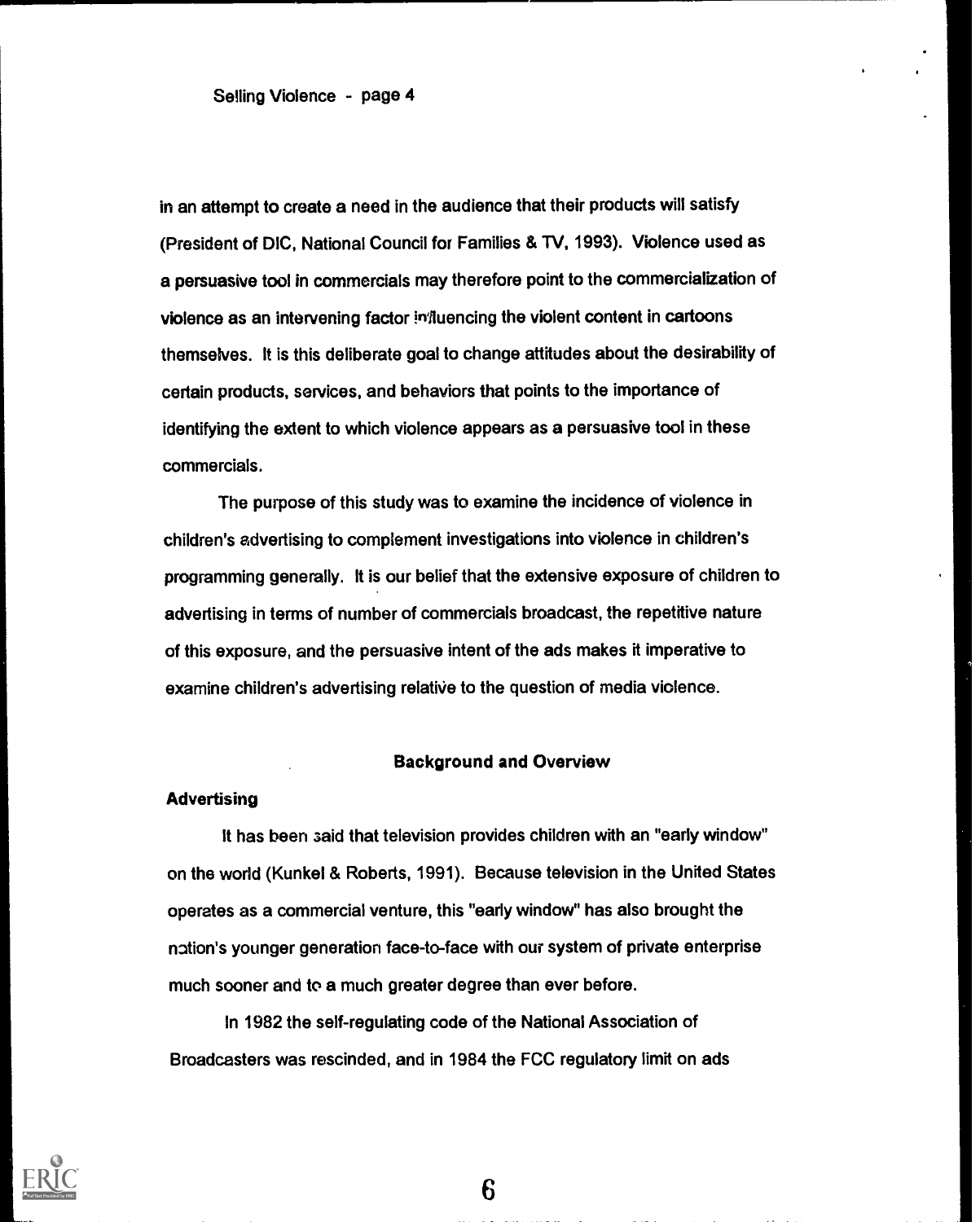in an attempt to create a need in the audience that their products will satisfy (President of DIC, National Council for Families & TV, 1993). Violence used as a persuasive tool in commercials may therefore point to the commercialization of violence as an intervening factor influencing the violent content in cartoons themselves. It is this deliberate goal to change attitudes about the desirability of certain products, services, and behaviors that points to the importance of identifying the extent to which violence appears as a persuasive tool in these commercials.

The purpose of this study was to examine the incidence of violence in children's advertising to complement investigations into violence in children's programming generally. It is our belief that the extensive exposure of children to advertising in terms of number of commercials broadcast, the repetitive nature of this exposure, and the persuasive intent of the ads makes it imperative to examine children's advertising relative to the question of media violence.

## Background and Overview

### Advertising

It has been said that television provides children with an "early window" on the world (Kunkel & Roberts, 1991). Because television in the United States operates as a commercial venture, this "early window" has also brought the nation's younger generation face-to-face with our system of private enterprise much sooner and to a much greater degree than ever before.

In 1982 the self-regulating code of the National Association of Broadcasters was rescinded, and in 1984 the FCC regulatory limit on ads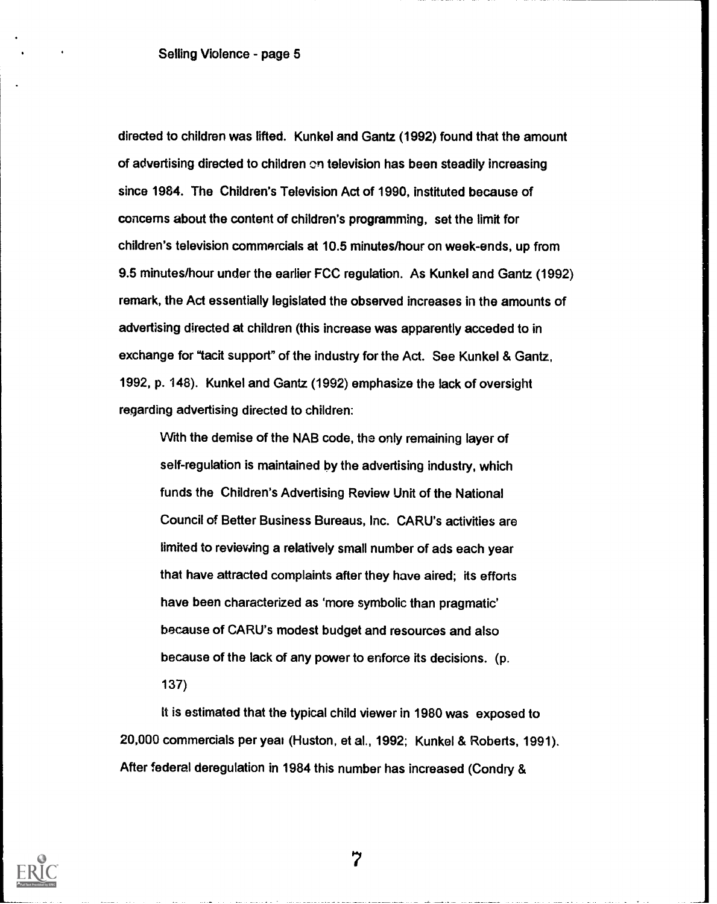directed to children was lifted. Kunkel and Gantz (1992) found that the amount of advertising directed to children on television has been steadily increasing since 1984. The Children's Television Act of 1990, instituted because of concerns about the content of children's programming, set the limit for children's television commercials at 10.5 minutes/hour on week-ends, up from 9.5 minutes/hour under the earlier FCC regulation. As Kunkel and Gantz (1992) remark, the Act essentially legislated the observed increases in the amounts of advertising directed at children (this increase was apparently acceded to in exchange for "tacit support" of the industry for the Act. See Kunkel & Gantz, 1992, p. 148). Kunkel and Gantz (1992) emphasize the lack of oversight regarding advertising directed to children:

> With the demise of the NAB code, the only remaining layer of self-regulation is maintained by the advertising industry, which funds the Children's Advertising Review Unit of the National Council of Better Business Bureaus, Inc. CARU's activities are limited to reviewing a relatively small number of ads each year that have attracted complaints after they have aired; its efforts have been characterized as 'more symbolic than pragmatic' because of CARU's modest budget and resources and also because of the lack of any power to enforce its decisions. (p. 137)

It is estimated that the typical child viewer in 1980 was exposed to 20,000 commercials per year (Huston, et al., 1992; Kunkel & Roberts, 1991). After federal deregulation in 1984 this number has increased (Condry &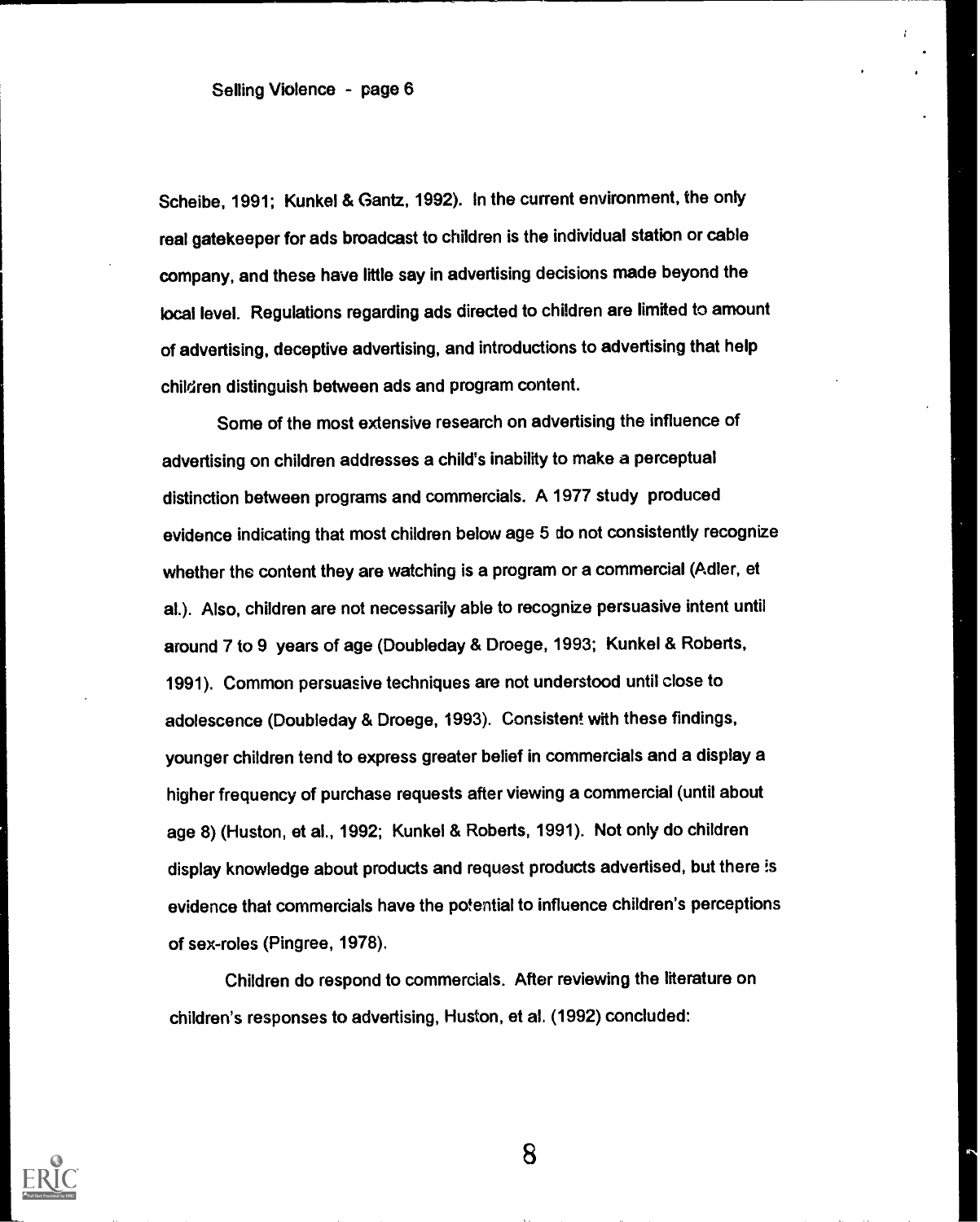Scheibe, 1991; Kunkel & Gantz, 1992). In the current environment, the only real gatekeeper for ads broadcast to children is the individual station or cable company, and these have little say in advertising decisions made beyond the local level. Regulations regarding ads directed to children are limited to amount of advertising, deceptive advertising, and introductions to advertising that help children distinguish between ads and program content.

Some of the most extensive research on advertising the influence of advertising on children addresses a child's inability to make a perceptual distinction between programs and commercials. A 1977 study produced evidence indicating that most children below age 5 do not consistently recognize whether the content they are watching is a program or a commercial (Adler, et al.). Also, children are not necessarily able to recognize persuasive intent until around 7 to 9 years of age (Doubleday & Droege, 1993; Kunkel & Roberts, 1991). Common persuasive techniques are not understood until close to adolescence (Doubleday & Droege, 1993). Consistent with these findings, younger children tend to express greater belief in commercials and a display a higher frequency of purchase requests after viewing a commercial (until about age 8) (Huston, et al., 1992; Kunkel & Roberts, 1991). Not only do children display knowledge about products and request products advertised, but there is evidence that commercials have the potential to influence children's perceptions of sex-roles (Pingree, 1978).

Children do respond to commercials. After reviewing the literature on children's responses to advertising, Huston, et al. (1992) concluded: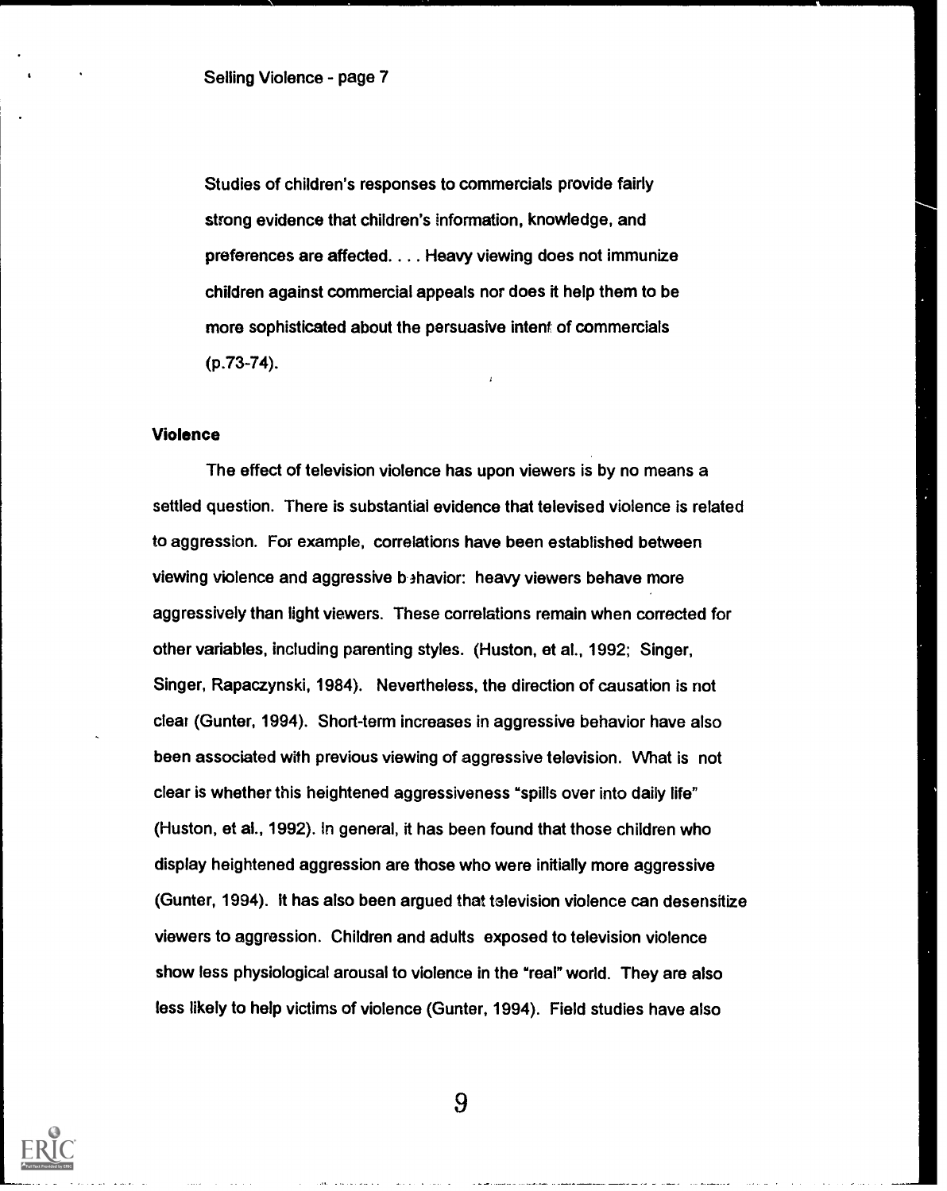Studies of children's responses to commercials provide fairly strong evidence that children's information, knowledge, and preferences are affected. . . . Heavy viewing does not immunize children against commercial appeals nor does it help them to be more sophisticated about the persuasive intent of commercials (p.73-74).

### Violence

The effect of television violence has upon viewers is by no means a settled question. There is substantial evidence that televised violence is related to aggression. For example, correlations have been established between viewing violence and aggressive behavior: heavy viewers behave more aggressively than light viewers. These correlations remain when corrected for other variables, including parenting styles. (Huston, et al., 1992; Singer, Singer, Rapaczynski, 1984). Nevertheless, the direction of causation is not clear (Gunter, 1994). Short-term increases in aggressive behavior have also been associated with previous viewing of aggressive television. What is not clear is whether this heightened aggressiveness "spills over into daily life" (Huston, et al., 1992). In general, it has been found that those children who display heightened aggression are those who were initially more aggressive (Gunter, 1994). It has also been argued that television violence can desensitize viewers to aggression. Children and adults exposed to television violence show less physiological arousal to violence in the "real" world. They are also less likely to help victims of violence (Gunter, 1994). Field studies have also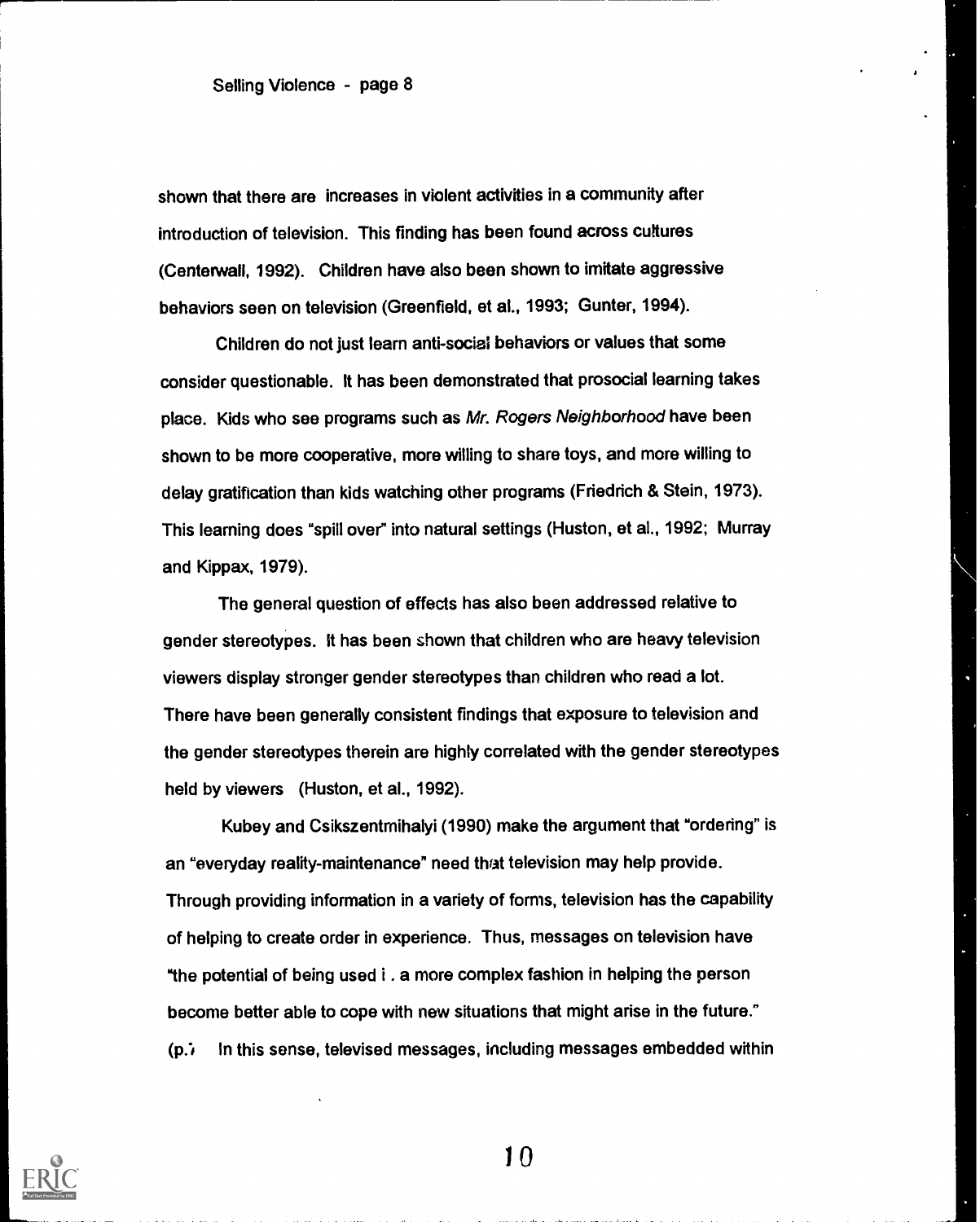shown that there are increases in violent activities in a community after introduction of television. This finding has been found across cultures (Centerwall, 1992). Children have also been shown to imitate aggressive behaviors seen on television (Greenfield, et al., 1993; Gunter, 1994).

Children do not just learn anti-social behaviors or values that some consider questionable. It has been demonstrated that prosocial learning takes place. Kids who see programs such as *Mr. Rogers Neighborhood* have been shown to be more cooperative, more willing to share toys, and more willing to delay gratification than kids watching other programs (Friedrich & Stein, 1973). This learning does "spill over" into natural settings (Huston, et al., 1992; Murray and Kippax, 1979).

The general question of effects has also been addressed relative to gender stereotypes. It has been shown that children who are heavy television viewers display stronger gender stereotypes than children who read a lot. There have been generally consistent findings that exposure to television and the gender stereotypes therein are highly correlated with the gender stereotypes held by viewers (Huston, et al., 1992).

Kubey and Csikszentmihalyi (1990) make the argument that "ordering" is an "everyday reality-maintenance" need that television may help provide. Through providing information in a variety of forms, television has the capability of helping to create order in experience. Thus, messages on television have "the potential of being used i . a more complex fashion in helping the person become better able to cope with new situations that might arise in the future." (p.) In this sense, televised messages, including messages embedded within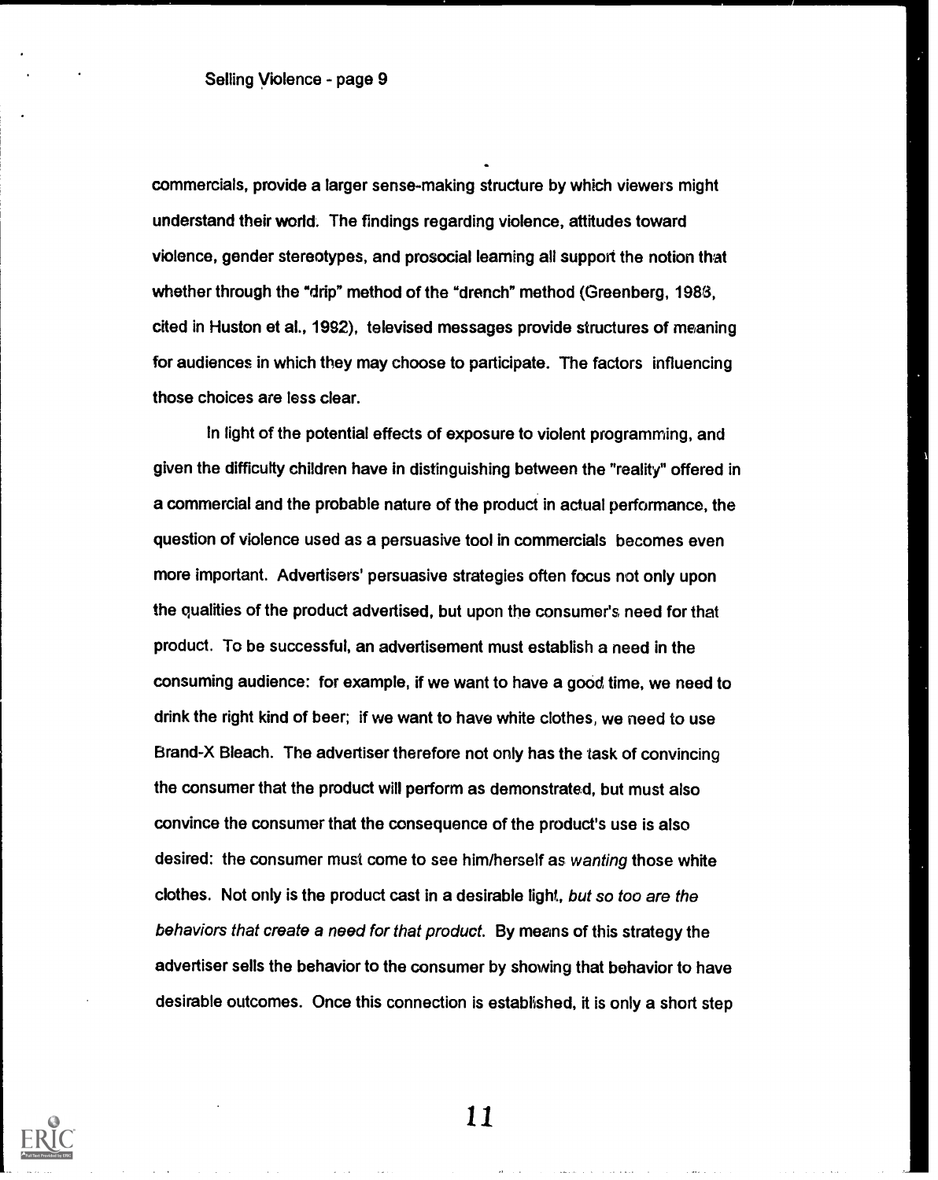commercials, provide a larger sense-making structure by which viewers might understand their world. The findings regarding violence, attitudes toward violence, gender stereotypes, and prosocial learning all support the notion that whether through the "drip" method of the "drench" method (Greenberg, 1988, cited in Huston et al., 1992), televised messages provide structures of meaning for audiences in which they may choose to participate. The factors influencing those choices are less clear.

In light of the potential effects of exposure to violent programming, and given the difficulty children have in distinguishing between the "reality" offered in a commercial and the probable nature of the product in actual performance, the question of violence used as a persuasive tool in commercials becomes even more important. Advertisers' persuasive strategies often focus not only upon the qualities of the product advertised, but upon the consumer's need for that product. To be successful, an advertisement must establish a need in the consuming audience: for example, if we want to have a good time, we need to drink the right kind of beer; if we want to have white clothes, we need to use Brand-X Bleach. The advertiser therefore not only has the task of convincing the consumer that the product will perform as demonstrated, but must also convince the consumer that the consequence of the product's use is also desired: the consumer must come to see him/herself as *wanting* those white clothes. Not only is the product cast in a desirable light, *but so too are the behaviors that create a need for that product.* By means of this strategy the advertiser sells the behavior to the consumer by showing that behavior to have desirable outcomes. Once this connection is established, it is only a short step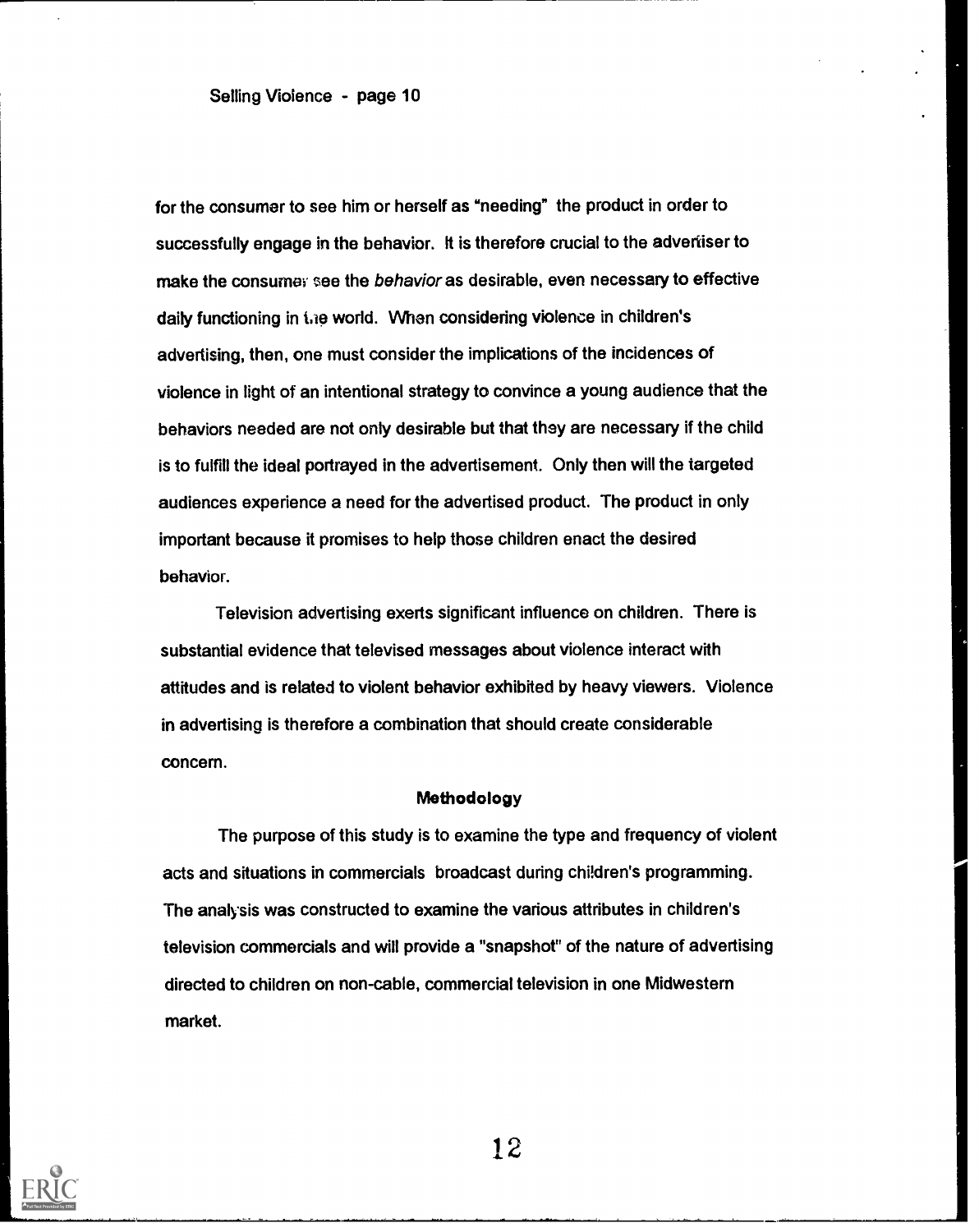for the consumer to see him or herself as "needing" the product in order to successfully engage in the behavior. It is therefore crucial to the advertiser to make the consumer see the *behavior* as desirable, even necessary to effective daily functioning in the world. When considering violence in children's advertising, then, one must consider the implications of the incidences of violence in light of an intentional strategy to convince a young audience that the behaviors needed are not only desirable but that they are necessary if the child is to fulfill the ideal portrayed in the advertisement. Only then will the targeted audiences experience a need for the advertised product. The product in only important because it promises to help those children enact the desired behavior.

Television advertising exerts significant influence on children. There is substantial evidence that televised messages about violence interact with attitudes and is related to violent behavior exhibited by heavy viewers. Violence in advertising is therefore a combination that should create considerable concern.

## Methodology

The purpose of this study is to examine the type and frequency of violent acts and situations in commercials broadcast during children's programming. The analysis was constructed to examine the various attributes in children's television commercials and will provide a "snapshot" of the nature of advertising directed to children on non-cable, commercial television in one Midwestern market.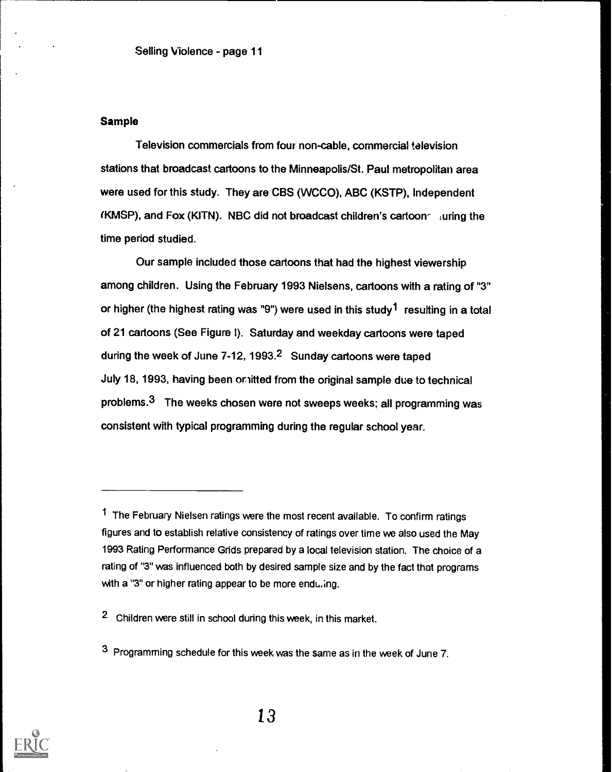### Sample

Television commercials from four non-cable, commercial television stations that broadcast cartoons to the Minneapolis/St. Paul metropolitan area were used for this study. They are CBS (WCCO), ABC (KSTP), Independent (KMSP), and Fox (KITN). NBC did not broadcast children's cartoons during the time period studied.

Our sample included those cartoons that had the highest viewership among children. Using the February 1993 Nielsens, cartoons with a rating of "3" or higher (the highest rating was "9") were used in this study[1] resulting in a total of 21 cartoons (See Figure I). Saturday and weekday cartoons were taped during the week of June 7-12, 1993.[2] Sunday cartoons were taped July 18, 1993, having been omitted from the original sample due to technical problems.[3] The weeks chosen were not sweeps weeks; all programming was consistent with typical programming during the regular school year.

---

[1] The February Nielsen ratings were the most recent available. To confirm ratings figures and to establish relative consistency of ratings over time we also used the May 1993 Rating Performance Grids prepared by a local television station. The choice of a rating of "3" was influenced both by desired sample size and by the fact that programs with a "3" or higher rating appear to be more enduring.

[2] Children were still in school during this week, in this market.

[3] Programming schedule for this week was the same as in the week of June 7.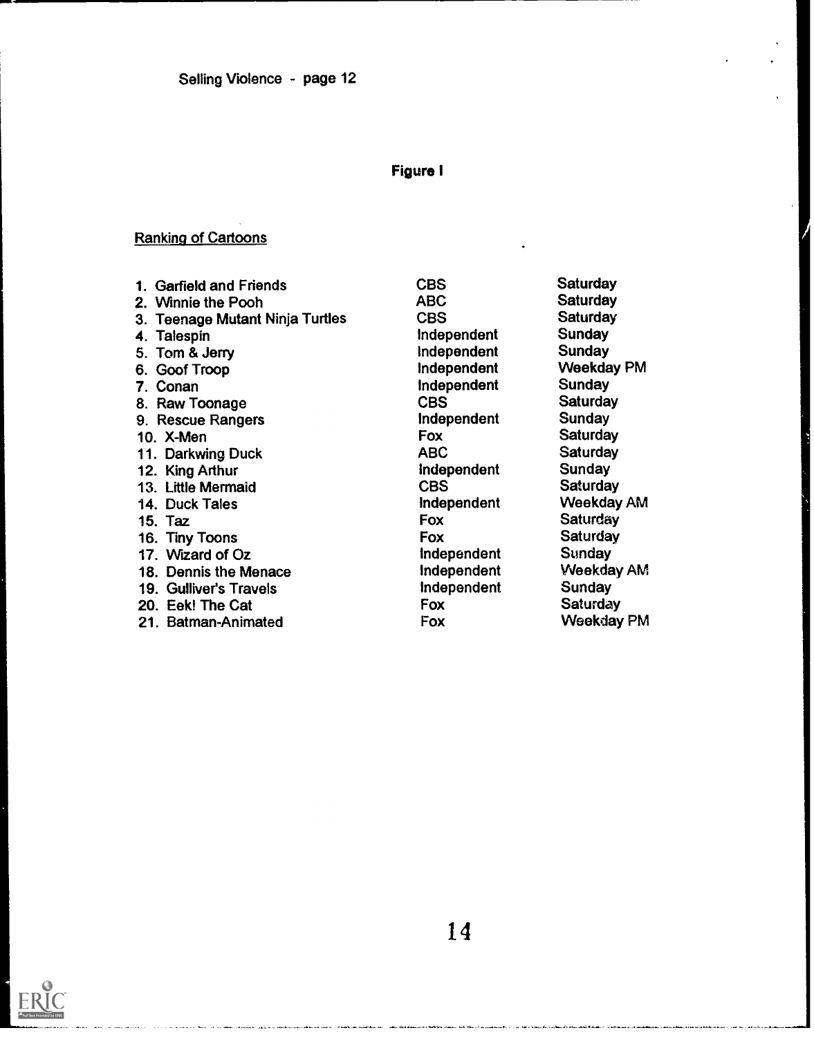**Figure I**

Ranking of Cartoons

| | | |
|---|---|---|
| 1. Garfield and Friends | CBS | Saturday |
| 2. Winnie the Pooh | ABC | Saturday |
| 3. Teenage Mutant Ninja Turtles | CBS | Saturday |
| 4. Talespin | Independent | Sunday |
| 5. Tom & Jerry | Independent | Sunday |
| 6. Goof Troop | Independent | Weekday PM |
| 7. Conan | Independent | Sunday |
| 8. Raw Toonage | CBS | Saturday |
| 9. Rescue Rangers | Independent | Sunday |
| 10. X-Men | Fox | Saturday |
| 11. Darkwing Duck | ABC | Saturday |
| 12. King Arthur | Independent | Sunday |
| 13. Little Mermaid | CBS | Saturday |
| 14. Duck Tales | Independent | Weekday AM |
| 15. Taz | Fox | Saturday |
| 16. Tiny Toons | Fox | Saturday |
| 17. Wizard of Oz | Independent | Sunday |
| 18. Dennis the Menace | Independent | Weekday AM |
| 19. Gulliver's Travels | Independent | Sunday |
| 20. Eek! The Cat | Fox | Saturday |
| 21. Batman-Animated | Fox | Weekday PM |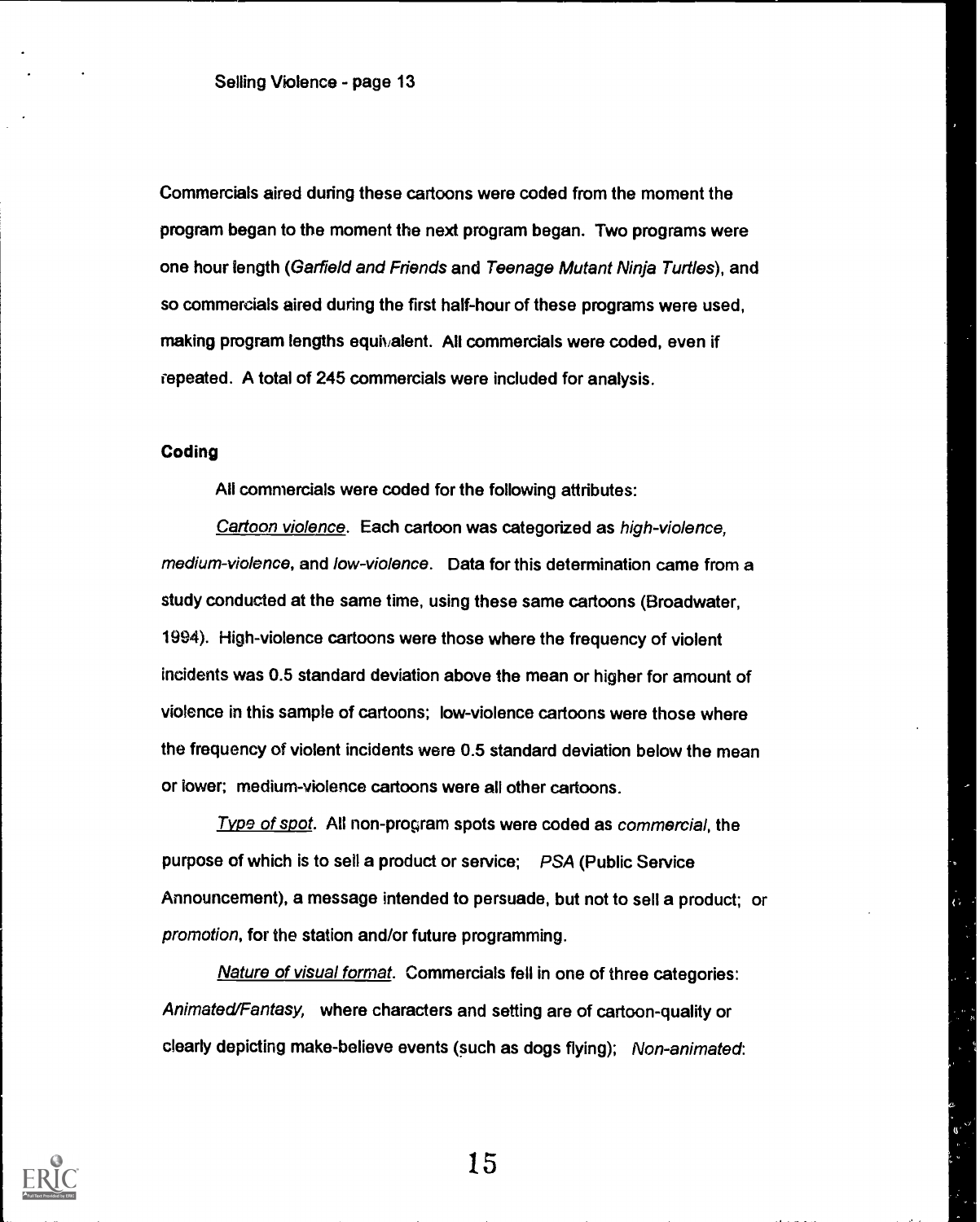Commercials aired during these cartoons were coded from the moment the program began to the moment the next program began. Two programs were one hour length (*Garfield and Friends* and *Teenage Mutant Ninja Turtles*), and so commercials aired during the first half-hour of these programs were used, making program lengths equivalent. All commercials were coded, even if repeated. A total of 245 commercials were included for analysis.

**Coding**

All commercials were coded for the following attributes:

Cartoon violence. Each cartoon was categorized as *high-violence, medium-violence*, and *low-violence*. Data for this determination came from a study conducted at the same time, using these same cartoons (Broadwater, 1994). High-violence cartoons were those where the frequency of violent incidents was 0.5 standard deviation above the mean or higher for amount of violence in this sample of cartoons; low-violence cartoons were those where the frequency of violent incidents were 0.5 standard deviation below the mean or lower; medium-violence cartoons were all other cartoons.

Type of spot. All non-program spots were coded as *commercial*, the purpose of which is to sell a product or service; *PSA* (Public Service Announcement), a message intended to persuade, but not to sell a product; or *promotion*, for the station and/or future programming.

Nature of visual format. Commercials fell in one of three categories: *Animated/Fantasy*, where characters and setting are of cartoon-quality or clearly depicting make-believe events (such as dogs flying); *Non-animated*: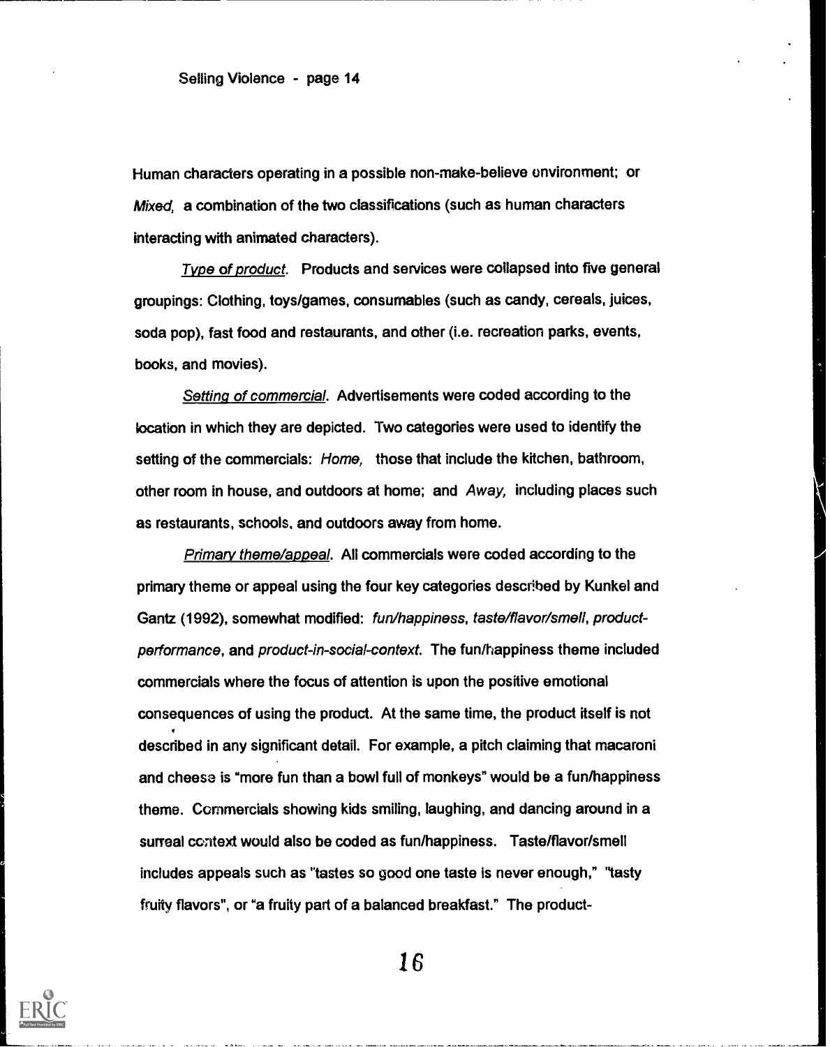Human characters operating in a possible non-make-believe environment; or *Mixed*, a combination of the two classifications (such as human characters interacting with animated characters).

*Type of product*. Products and services were collapsed into five general groupings: Clothing, toys/games, consumables (such as candy, cereals, juices, soda pop), fast food and restaurants, and other (i.e. recreation parks, events, books, and movies).

*Setting of commercial*. Advertisements were coded according to the location in which they are depicted. Two categories were used to identify the setting of the commercials: *Home*, those that include the kitchen, bathroom, other room in house, and outdoors at home; and *Away*, including places such as restaurants, schools, and outdoors away from home.

*Primary theme/appeal*. All commercials were coded according to the primary theme or appeal using the four key categories described by Kunkel and Gantz (1992), somewhat modified: *fun/happiness*, *taste/flavor/smell*, *product-performance*, and *product-in-social-context*. The fun/happiness theme included commercials where the focus of attention is upon the positive emotional consequences of using the product. At the same time, the product itself is not described in any significant detail. For example, a pitch claiming that macaroni and cheese is "more fun than a bowl full of monkeys" would be a fun/happiness theme. Commercials showing kids smiling, laughing, and dancing around in a surreal context would also be coded as fun/happiness. Taste/flavor/smell includes appeals such as "tastes so good one taste is never enough," "tasty fruity flavors", or "a fruity part of a balanced breakfast." The product-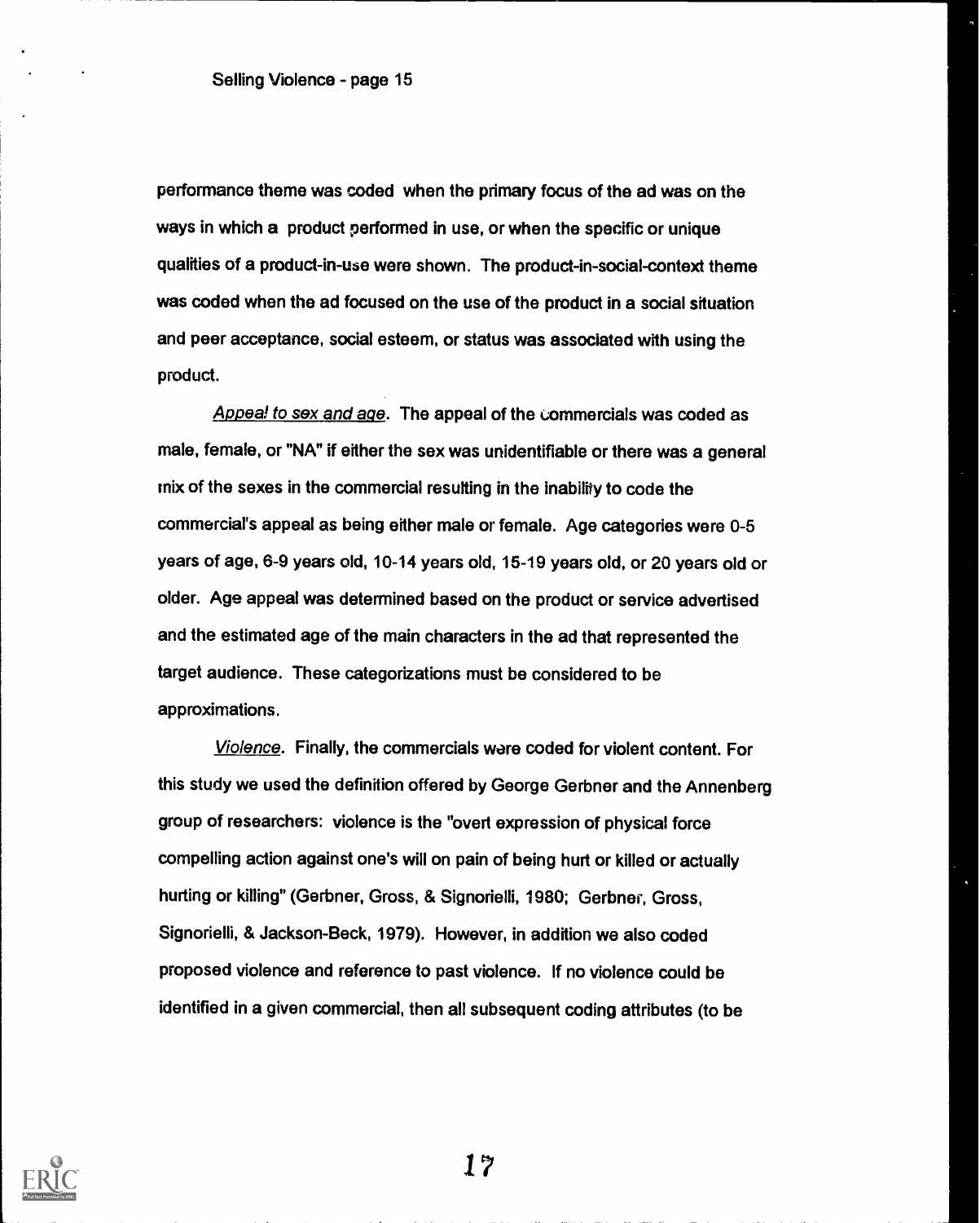performance theme was coded when the primary focus of the ad was on the ways in which a product performed in use, or when the specific or unique qualities of a product-in-use were shown. The product-in-social-context theme was coded when the ad focused on the use of the product in a social situation and peer acceptance, social esteem, or status was associated with using the product.

*Appeal to sex and age*. The appeal of the commercials was coded as male, female, or "NA" if either the sex was unidentifiable or there was a general mix of the sexes in the commercial resulting in the inability to code the commercial's appeal as being either male or female. Age categories were 0-5 years of age, 6-9 years old, 10-14 years old, 15-19 years old, or 20 years old or older. Age appeal was determined based on the product or service advertised and the estimated age of the main characters in the ad that represented the target audience. These categorizations must be considered to be approximations.

*Violence*. Finally, the commercials were coded for violent content. For this study we used the definition offered by George Gerbner and the Annenberg group of researchers: violence is the "overt expression of physical force compelling action against one's will on pain of being hurt or killed or actually hurting or killing" (Gerbner, Gross, & Signorielli, 1980; Gerbner, Gross, Signorielli, & Jackson-Beck, 1979). However, in addition we also coded proposed violence and reference to past violence. If no violence could be identified in a given commercial, then all subsequent coding attributes (to be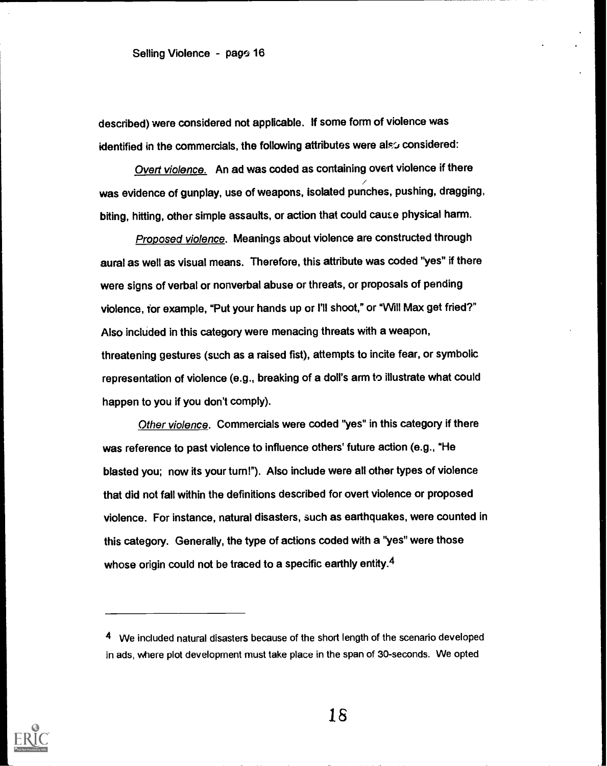described) were considered not applicable. If some form of violence was identified in the commercials, the following attributes were also considered:

*Overt violence.* An ad was coded as containing overt violence if there was evidence of gunplay, use of weapons, isolated punches, pushing, dragging, biting, hitting, other simple assaults, or action that could cause physical harm.

*Proposed violence.* Meanings about violence are constructed through aural as well as visual means. Therefore, this attribute was coded "yes" if there were signs of verbal or nonverbal abuse or threats, or proposals of pending violence, for example, "Put your hands up or I'll shoot," or "Will Max get fried?" Also included in this category were menacing threats with a weapon, threatening gestures (such as a raised fist), attempts to incite fear, or symbolic representation of violence (e.g., breaking of a doll's arm to illustrate what could happen to you if you don't comply).

*Other violence.* Commercials were coded "yes" in this category if there was reference to past violence to influence others' future action (e.g., "He blasted you; now its your turn!"). Also include were all other types of violence that did not fall within the definitions described for overt violence or proposed violence. For instance, natural disasters, such as earthquakes, were counted in this category. Generally, the type of actions coded with a "yes" were those whose origin could not be traced to a specific earthly entity.[4]

---

[4] We included natural disasters because of the short length of the scenario developed in ads, where plot development must take place in the span of 30-seconds. We opted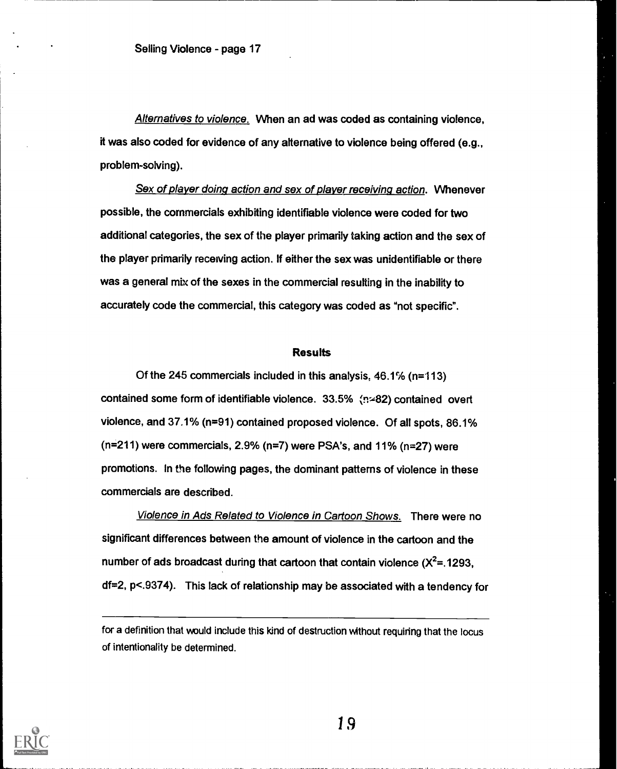*Alternatives to violence.* When an ad was coded as containing violence, it was also coded for evidence of any alternative to violence being offered (e.g., problem-solving).

*Sex of player doing action and sex of player receiving action.* Whenever possible, the commercials exhibiting identifiable violence were coded for two additional categories, the sex of the player primarily taking action and the sex of the player primarily receiving action. If either the sex was unidentifiable or there was a general mix of the sexes in the commercial resulting in the inability to accurately code the commercial, this category was coded as "not specific".

## Results

Of the 245 commercials included in this analysis, 46.1% (n=113) contained some form of identifiable violence. 33.5% (n=82) contained overt violence, and 37.1% (n=91) contained proposed violence. Of all spots, 86.1% (n=211) were commercials, 2.9% (n=7) were PSA's, and 11% (n=27) were promotions. In the following pages, the dominant patterns of violence in these commercials are described.

*Violence in Ads Related to Violence in Cartoon Shows.* There were no significant differences between the amount of violence in the cartoon and the number of ads broadcast during that cartoon that contain violence ($X^2$=.1293, df=2, p<.9374). This lack of relationship may be associated with a tendency for

---

for a definition that would include this kind of destruction without requiring that the locus of intentionality be determined.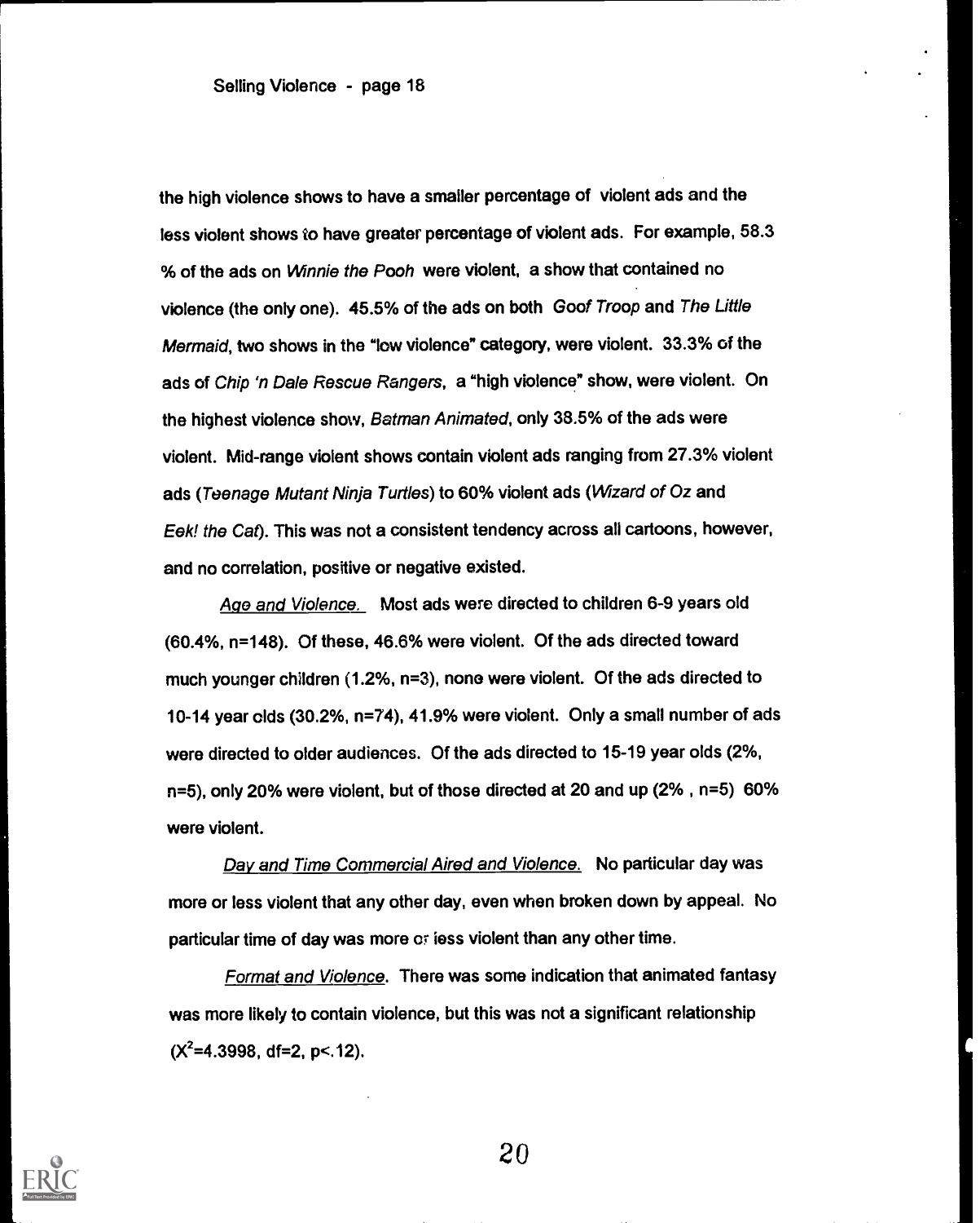the high violence shows to have a smaller percentage of violent ads and the less violent shows to have greater percentage of violent ads. For example, 58.3 % of the ads on *Winnie the Pooh* were violent, a show that contained no violence (the only one). 45.5% of the ads on both *Goof Troop* and *The Little Mermaid*, two shows in the "low violence" category, were violent. 33.3% of the ads of *Chip 'n Dale Rescue Rangers*, a "high violence" show, were violent. On the highest violence show, *Batman Animated*, only 38.5% of the ads were violent. Mid-range violent shows contain violent ads ranging from 27.3% violent ads (*Teenage Mutant Ninja Turtles*) to 60% violent ads (*Wizard of Oz* and *Eek! the Cat*). This was not a consistent tendency across all cartoons, however, and no correlation, positive or negative existed.

*Age and Violence.* Most ads were directed to children 6-9 years old (60.4%, n=148). Of these, 46.6% were violent. Of the ads directed toward much younger children (1.2%, n=3), none were violent. Of the ads directed to 10-14 year olds (30.2%, n=74), 41.9% were violent. Only a small number of ads were directed to older audiences. Of the ads directed to 15-19 year olds (2%, n=5), only 20% were violent, but of those directed at 20 and up (2% , n=5) 60% were violent.

*Day and Time Commercial Aired and Violence.* No particular day was more or less violent that any other day, even when broken down by appeal. No particular time of day was more or less violent than any other time.

*Format and Violence.* There was some indication that animated fantasy was more likely to contain violence, but this was not a significant relationship ($X^2$=4.3998, df=2, p<.12).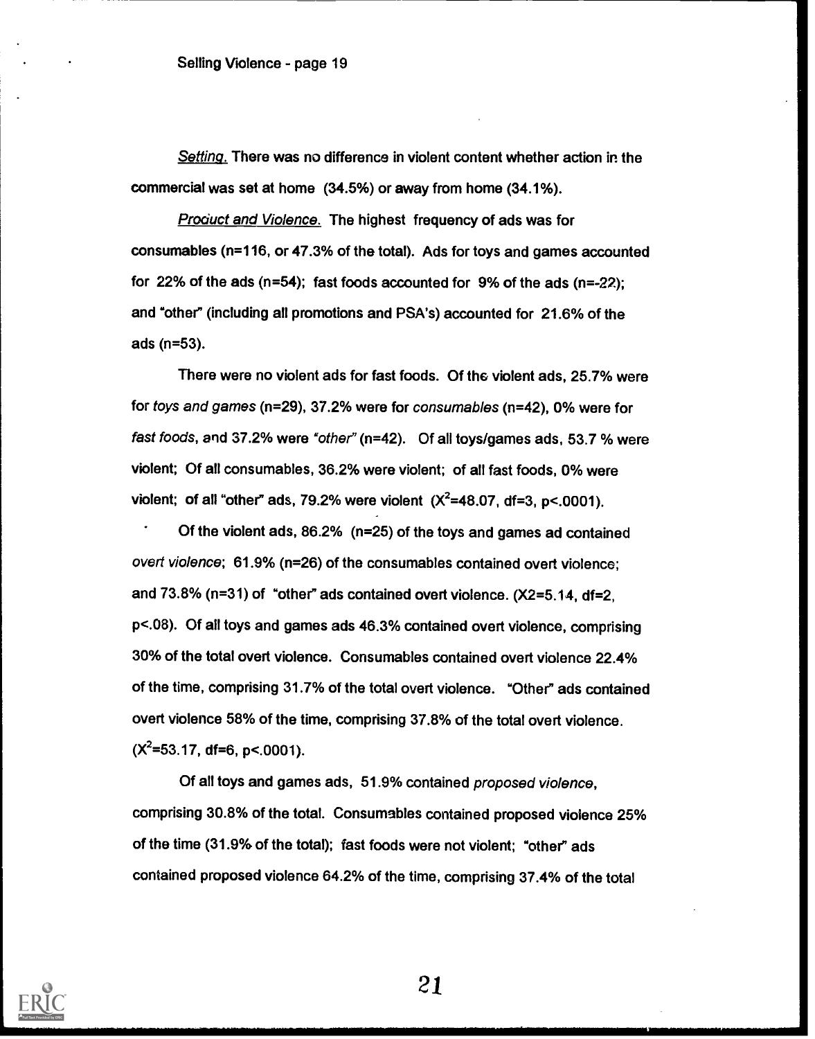*Setting.* There was no difference in violent content whether action in the commercial was set at home (34.5%) or away from home (34.1%).

*Product and Violence.* The highest frequency of ads was for consumables (n=116, or 47.3% of the total). Ads for toys and games accounted for 22% of the ads (n=54); fast foods accounted for 9% of the ads (n=-22); and "other" (including all promotions and PSA's) accounted for 21.6% of the ads (n=53).

There were no violent ads for fast foods. Of the violent ads, 25.7% were for *toys and games* (n=29), 37.2% were for *consumables* (n=42), 0% were for *fast foods*, and 37.2% were *"other"* (n=42). Of all toys/games ads, 53.7 % were violent; Of all consumables, 36.2% were violent; of all fast foods, 0% were violent; of all "other" ads, 79.2% were violent ($X^2$=48.07, df=3, p<.0001).

Of the violent ads, 86.2% (n=25) of the toys and games ad contained *overt violence*; 61.9% (n=26) of the consumables contained overt violence; and 73.8% (n=31) of "other" ads contained overt violence. (X2=5.14, df=2, p<.08). Of all toys and games ads 46.3% contained overt violence, comprising 30% of the total overt violence. Consumables contained overt violence 22.4% of the time, comprising 31.7% of the total overt violence. "Other" ads contained overt violence 58% of the time, comprising 37.8% of the total overt violence. ($X^2$=53.17, df=6, p<.0001).

Of all toys and games ads, 51.9% contained *proposed violence*, comprising 30.8% of the total. Consumables contained proposed violence 25% of the time (31.9% of the total); fast foods were not violent; "other" ads contained proposed violence 64.2% of the time, comprising 37.4% of the total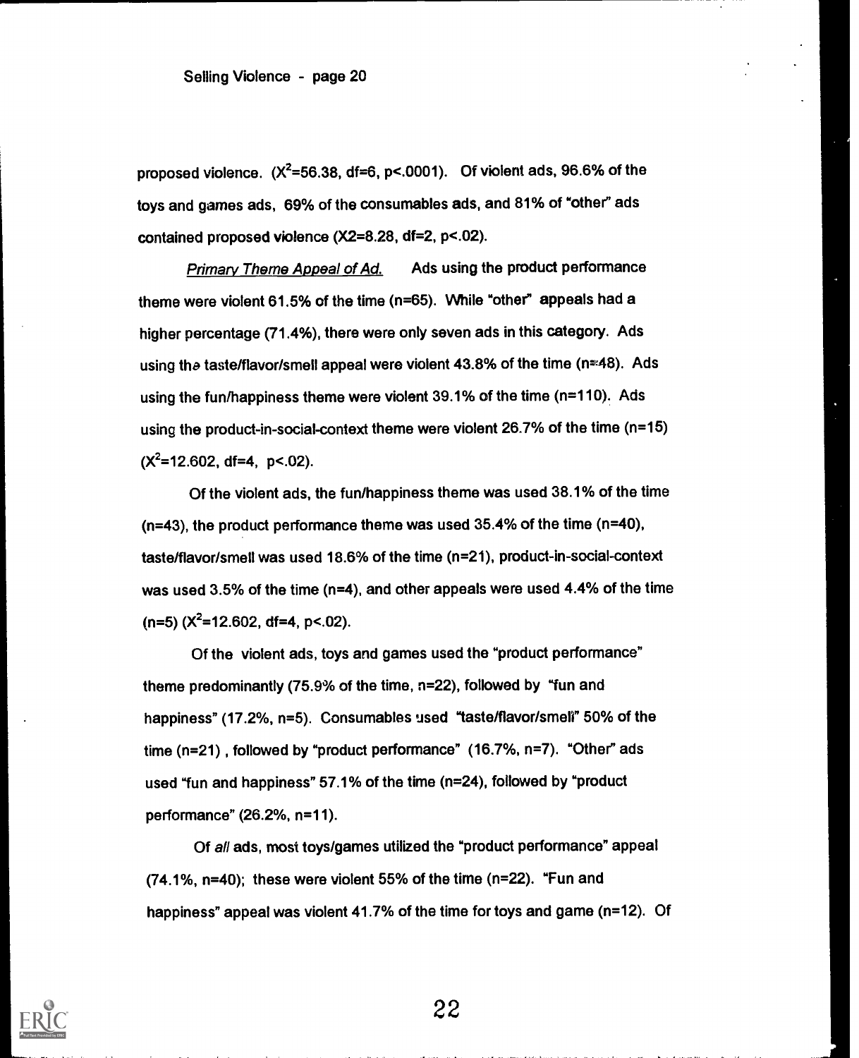proposed violence. ($X^2$=56.38, df=6, p<.0001). Of violent ads, 96.6% of the toys and games ads, 69% of the consumables ads, and 81% of "other" ads contained proposed violence (X2=8.28, df=2, p<.02).

*Primary Theme Appeal of Ad.* Ads using the product performance theme were violent 61.5% of the time (n=65). While "other" appeals had a higher percentage (71.4%), there were only seven ads in this category. Ads using the taste/flavor/smell appeal were violent 43.8% of the time (n=48). Ads using the fun/happiness theme were violent 39.1% of the time (n=110). Ads using the product-in-social-context theme were violent 26.7% of the time (n=15) ($X^2$=12.602, df=4, p<.02).

Of the violent ads, the fun/happiness theme was used 38.1% of the time (n=43), the product performance theme was used 35.4% of the time (n=40), taste/flavor/smell was used 18.6% of the time (n=21), product-in-social-context was used 3.5% of the time (n=4), and other appeals were used 4.4% of the time (n=5) ($X^2$=12.602, df=4, p<.02).

Of the violent ads, toys and games used the "product performance" theme predominantly (75.9% of the time, n=22), followed by "fun and happiness" (17.2%, n=5). Consumables used "taste/flavor/smell" 50% of the time (n=21), followed by "product performance" (16.7%, n=7). "Other" ads used "fun and happiness" 57.1% of the time (n=24), followed by "product performance" (26.2%, n=11).

Of *all* ads, most toys/games utilized the "product performance" appeal (74.1%, n=40); these were violent 55% of the time (n=22). "Fun and happiness" appeal was violent 41.7% of the time for toys and game (n=12). Of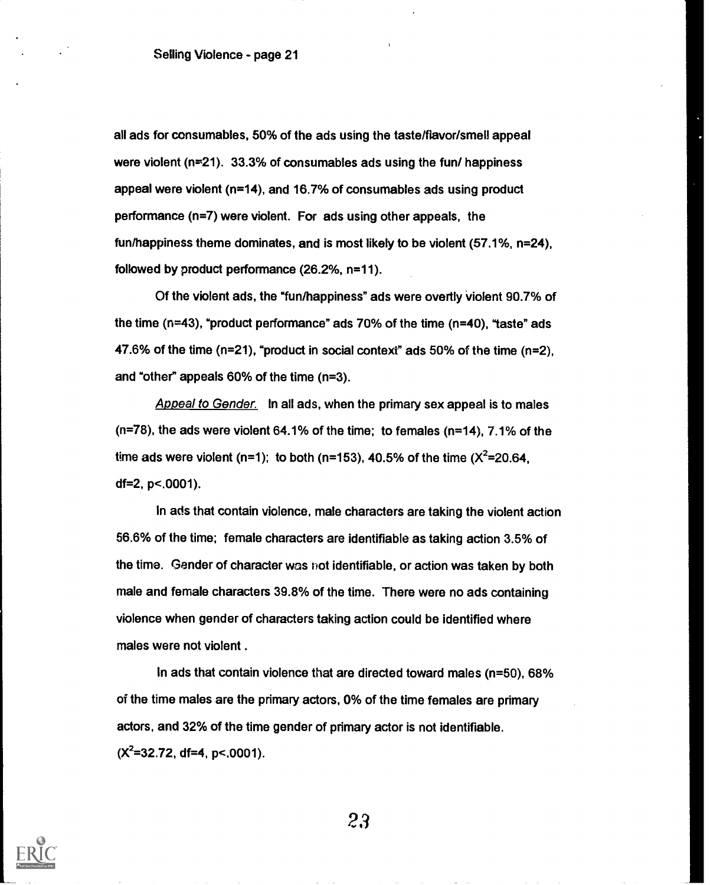all ads for consumables, 50% of the ads using the taste/flavor/smell appeal were violent (n=21). 33.3% of consumables ads using the fun/ happiness appeal were violent (n=14), and 16.7% of consumables ads using product performance (n=7) were violent. For ads using other appeals, the fun/happiness theme dominates, and is most likely to be violent (57.1%, n=24), followed by product performance (26.2%, n=11).

Of the violent ads, the "fun/happiness" ads were overtly violent 90.7% of the time (n=43), "product performance" ads 70% of the time (n=40), "taste" ads 47.6% of the time (n=21), "product in social context" ads 50% of the time (n=2), and "other" appeals 60% of the time (n=3).

*Appeal to Gender.* In all ads, when the primary sex appeal is to males (n=78), the ads were violent 64.1% of the time; to females (n=14), 7.1% of the time ads were violent (n=1); to both (n=153), 40.5% of the time ($X^2$=20.64, df=2, p<.0001).

In ads that contain violence, male characters are taking the violent action 56.6% of the time; female characters are identifiable as taking action 3.5% of the time. Gender of character was not identifiable, or action was taken by both male and female characters 39.8% of the time. There were no ads containing violence when gender of characters taking action could be identified where males were not violent .

In ads that contain violence that are directed toward males (n=50), 68% of the time males are the primary actors, 0% of the time females are primary actors, and 32% of the time gender of primary actor is not identifiable. ($X^2$=32.72, df=4, p<.0001).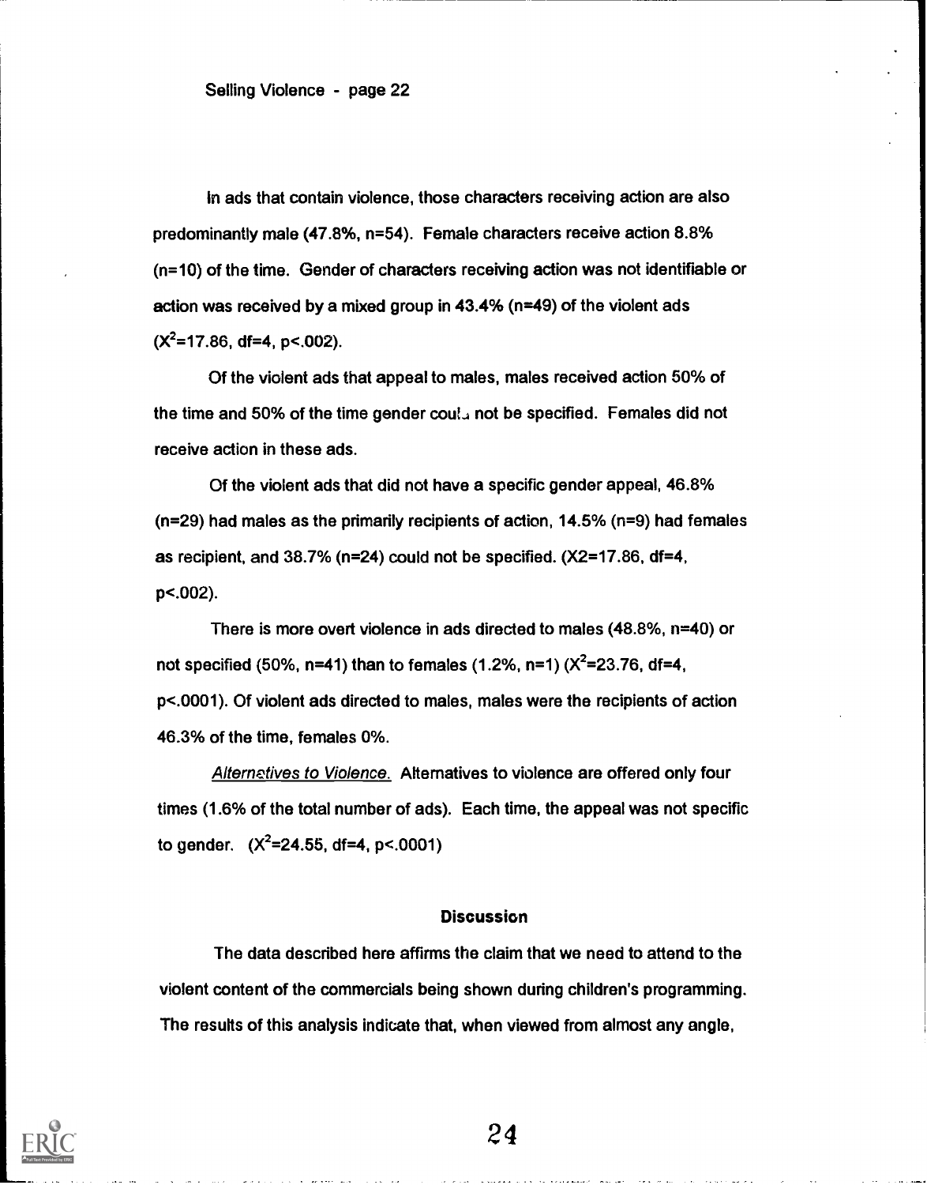In ads that contain violence, those characters receiving action are also predominantly male (47.8%, n=54). Female characters receive action 8.8% (n=10) of the time. Gender of characters receiving action was not identifiable or action was received by a mixed group in 43.4% (n=49) of the violent ads ($X^2$=17.86, df=4, p<.002).

Of the violent ads that appeal to males, males received action 50% of the time and 50% of the time gender could not be specified. Females did not receive action in these ads.

Of the violent ads that did not have a specific gender appeal, 46.8% (n=29) had males as the primarily recipients of action, 14.5% (n=9) had females as recipient, and 38.7% (n=24) could not be specified. (X2=17.86, df=4, p<.002).

There is more overt violence in ads directed to males (48.8%, n=40) or not specified (50%, n=41) than to females (1.2%, n=1) ($X^2$=23.76, df=4, p<.0001). Of violent ads directed to males, males were the recipients of action 46.3% of the time, females 0%.

*Alternatives to Violence.* Alternatives to violence are offered only four times (1.6% of the total number of ads). Each time, the appeal was not specific to gender. ($X^2$=24.55, df=4, p<.0001)

## Discussion

The data described here affirms the claim that we need to attend to the violent content of the commercials being shown during children's programming. The results of this analysis indicate that, when viewed from almost any angle,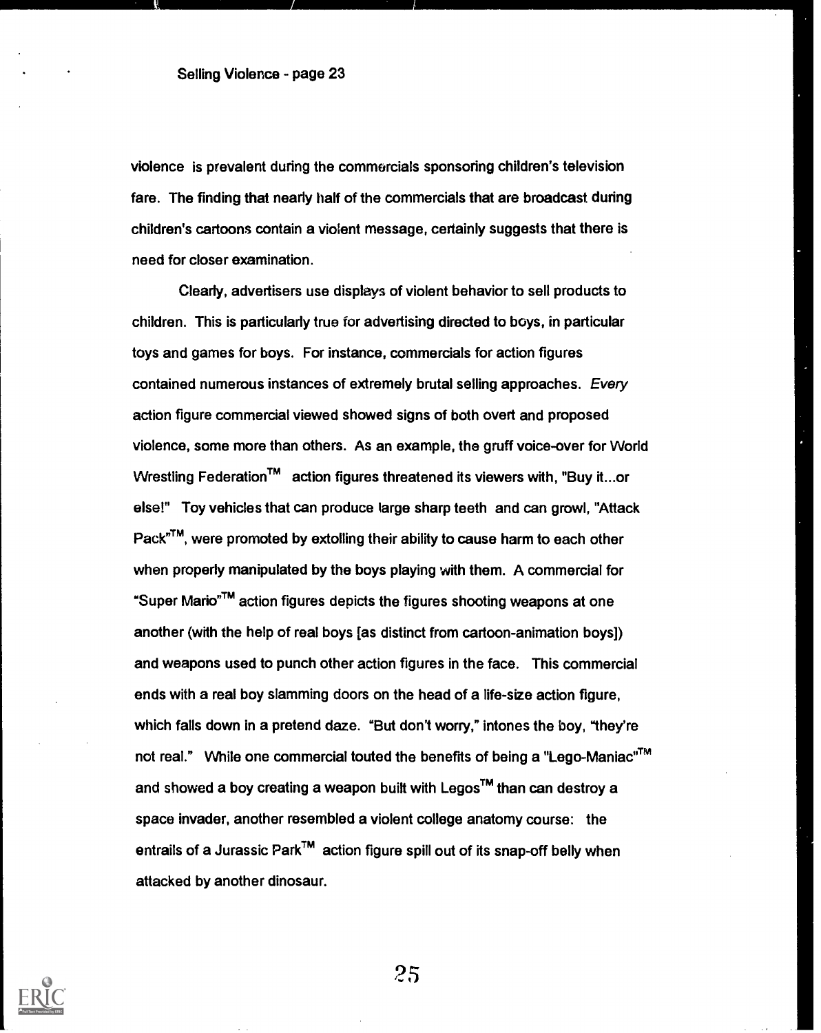violence is prevalent during the commercials sponsoring children's television fare. The finding that nearly half of the commercials that are broadcast during children's cartoons contain a violent message, certainly suggests that there is need for closer examination.

Clearly, advertisers use displays of violent behavior to sell products to children. This is particularly true for advertising directed to boys, in particular toys and games for boys. For instance, commercials for action figures contained numerous instances of extremely brutal selling approaches. *Every* action figure commercial viewed showed signs of both overt and proposed violence, some more than others. As an example, the gruff voice-over for World Wrestling Federation™ action figures threatened its viewers with, "Buy it...or else!" Toy vehicles that can produce large sharp teeth and can growl, "Attack Pack"™, were promoted by extolling their ability to cause harm to each other when properly manipulated by the boys playing with them. A commercial for "Super Mario"™ action figures depicts the figures shooting weapons at one another (with the help of real boys [as distinct from cartoon-animation boys]) and weapons used to punch other action figures in the face. This commercial ends with a real boy slamming doors on the head of a life-size action figure, which falls down in a pretend daze. "But don't worry," intones the boy, "they're not real." While one commercial touted the benefits of being a "Lego-Maniac"™ and showed a boy creating a weapon built with Legos™ than can destroy a space invader, another resembled a violent college anatomy course: the entrails of a Jurassic Park™ action figure spill out of its snap-off belly when attacked by another dinosaur.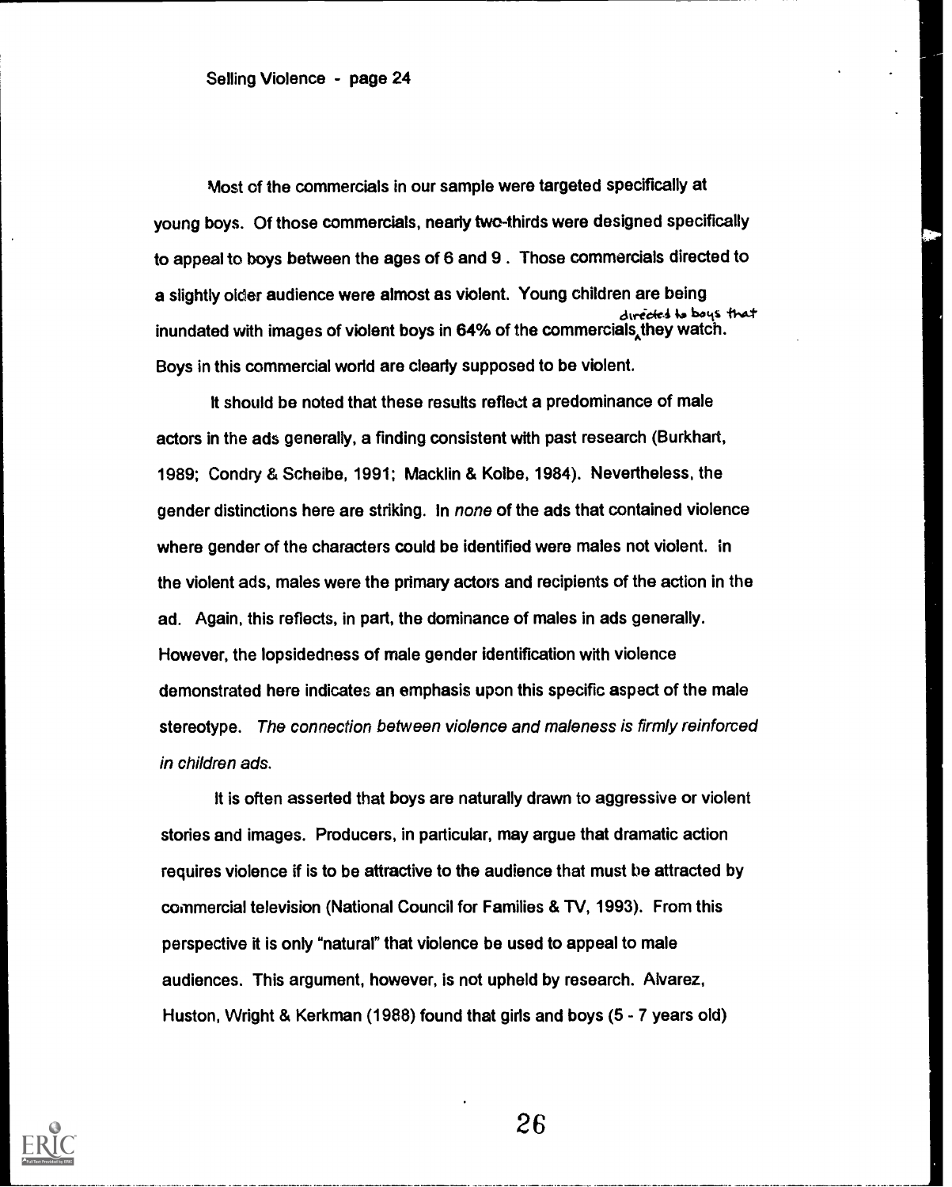Most of the commercials in our sample were targeted specifically at young boys. Of those commercials, nearly two-thirds were designed specifically to appeal to boys between the ages of 6 and 9 . Those commercials directed to a slightly older audience were almost as violent. Young children are being inundated with images of violent boys in 64% of the commercials directed to boys that they watch. Boys in this commercial world are clearly supposed to be violent.

It should be noted that these results reflect a predominance of male actors in the ads generally, a finding consistent with past research (Burkhart, 1989; Condry & Scheibe, 1991; Macklin & Kolbe, 1984). Nevertheless, the gender distinctions here are striking. In *none* of the ads that contained violence where gender of the characters could be identified were males not violent. In the violent ads, males were the primary actors and recipients of the action in the ad. Again, this reflects, in part, the dominance of males in ads generally. However, the lopsidedness of male gender identification with violence demonstrated here indicates an emphasis upon this specific aspect of the male stereotype. *The connection between violence and maleness is firmly reinforced in children ads.*

It is often asserted that boys are naturally drawn to aggressive or violent stories and images. Producers, in particular, may argue that dramatic action requires violence if is to be attractive to the audience that must be attracted by commercial television (National Council for Families & TV, 1993). From this perspective it is only "natural" that violence be used to appeal to male audiences. This argument, however, is not upheld by research. Alvarez, Huston, Wright & Kerkman (1988) found that girls and boys (5 - 7 years old)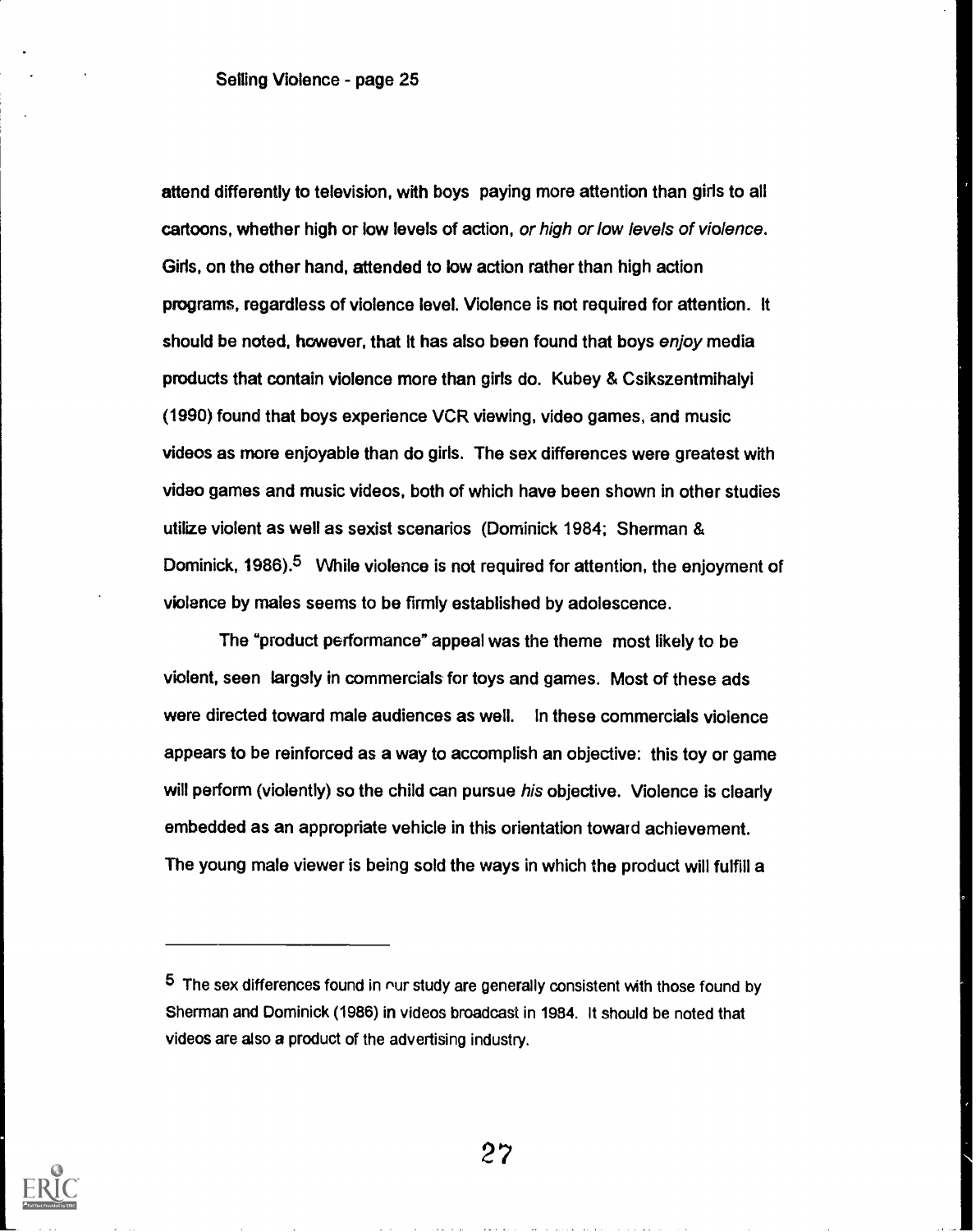attend differently to television, with boys paying more attention than girls to all cartoons, whether high or low levels of action, *or high or low levels of violence*. Girls, on the other hand, attended to low action rather than high action programs, regardless of violence level. Violence is not required for attention. It should be noted, however, that It has also been found that boys *enjoy* media products that contain violence more than girls do. Kubey & Csikszentmihalyi (1990) found that boys experience VCR viewing, video games, and music videos as more enjoyable than do girls. The sex differences were greatest with video games and music videos, both of which have been shown in other studies utilize violent as well as sexist scenarios (Dominick 1984; Sherman & Dominick, 1986).[5] While violence is not required for attention, the enjoyment of violence by males seems to be firmly established by adolescence.

The "product performance" appeal was the theme most likely to be violent, seen largely in commercials for toys and games. Most of these ads were directed toward male audiences as well. In these commercials violence appears to be reinforced as a way to accomplish an objective: this toy or game will perform (violently) so the child can pursue *his* objective. Violence is clearly embedded as an appropriate vehicle in this orientation toward achievement. The young male viewer is being sold the ways in which the product will fulfill a

---

[5] The sex differences found in our study are generally consistent with those found by Sherman and Dominick (1986) in videos broadcast in 1984. It should be noted that videos are also a product of the advertising industry.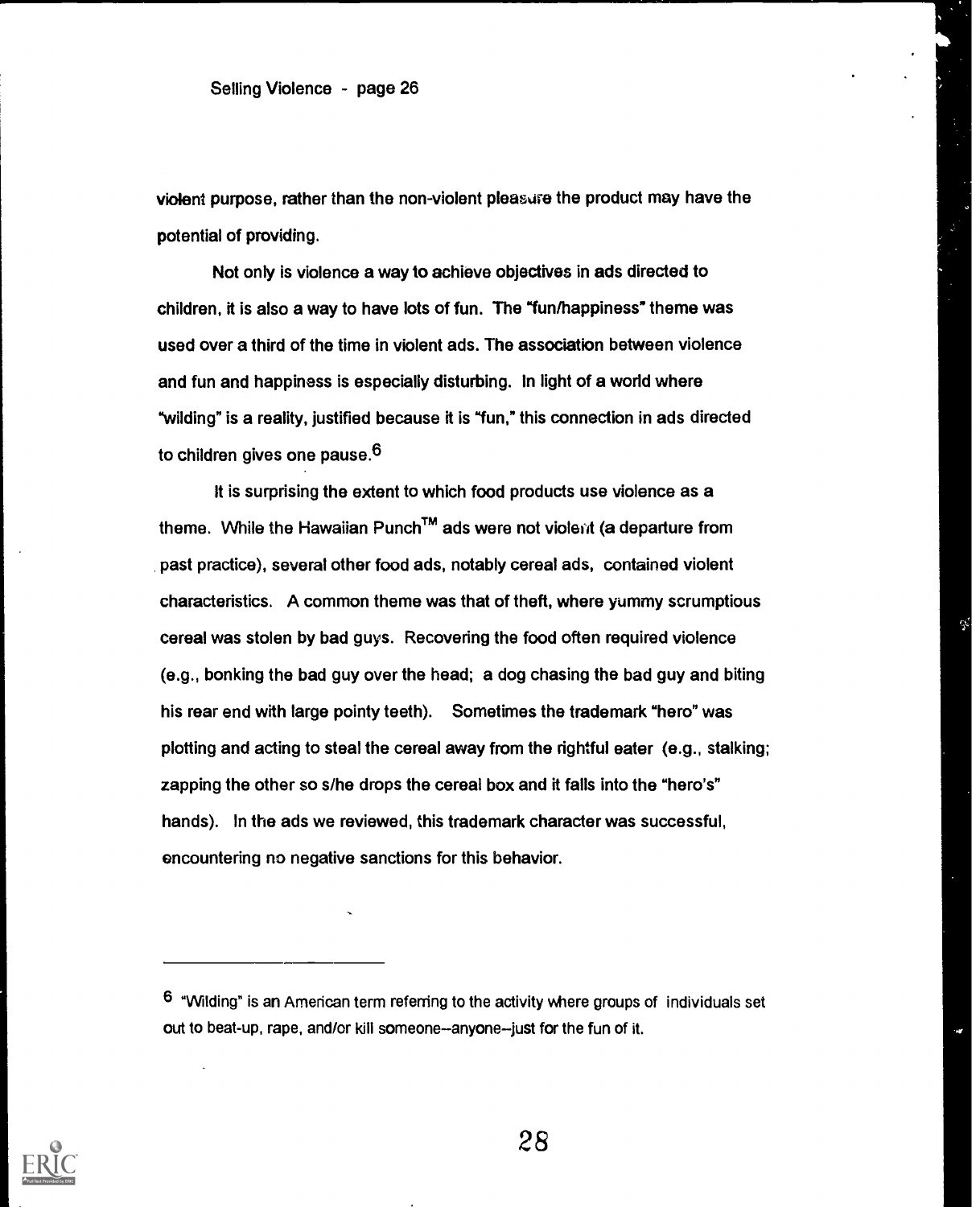violent purpose, rather than the non-violent pleasure the product may have the potential of providing.

Not only is violence a way to achieve objectives in ads directed to children, it is also a way to have lots of fun. The "fun/happiness" theme was used over a third of the time in violent ads. The association between violence and fun and happiness is especially disturbing. In light of a world where "wilding" is a reality, justified because it is "fun," this connection in ads directed to children gives one pause.[6]

It is surprising the extent to which food products use violence as a theme. While the Hawaiian Punch™ ads were not violent (a departure from past practice), several other food ads, notably cereal ads, contained violent characteristics. A common theme was that of theft, where yummy scrumptious cereal was stolen by bad guys. Recovering the food often required violence (e.g., bonking the bad guy over the head; a dog chasing the bad guy and biting his rear end with large pointy teeth). Sometimes the trademark "hero" was plotting and acting to steal the cereal away from the rightful eater (e.g., stalking; zapping the other so s/he drops the cereal box and it falls into the "hero's" hands). In the ads we reviewed, this trademark character was successful, encountering no negative sanctions for this behavior.

---

[6] "Wilding" is an American term referring to the activity where groups of individuals set out to beat-up, rape, and/or kill someone--anyone--just for the fun of it.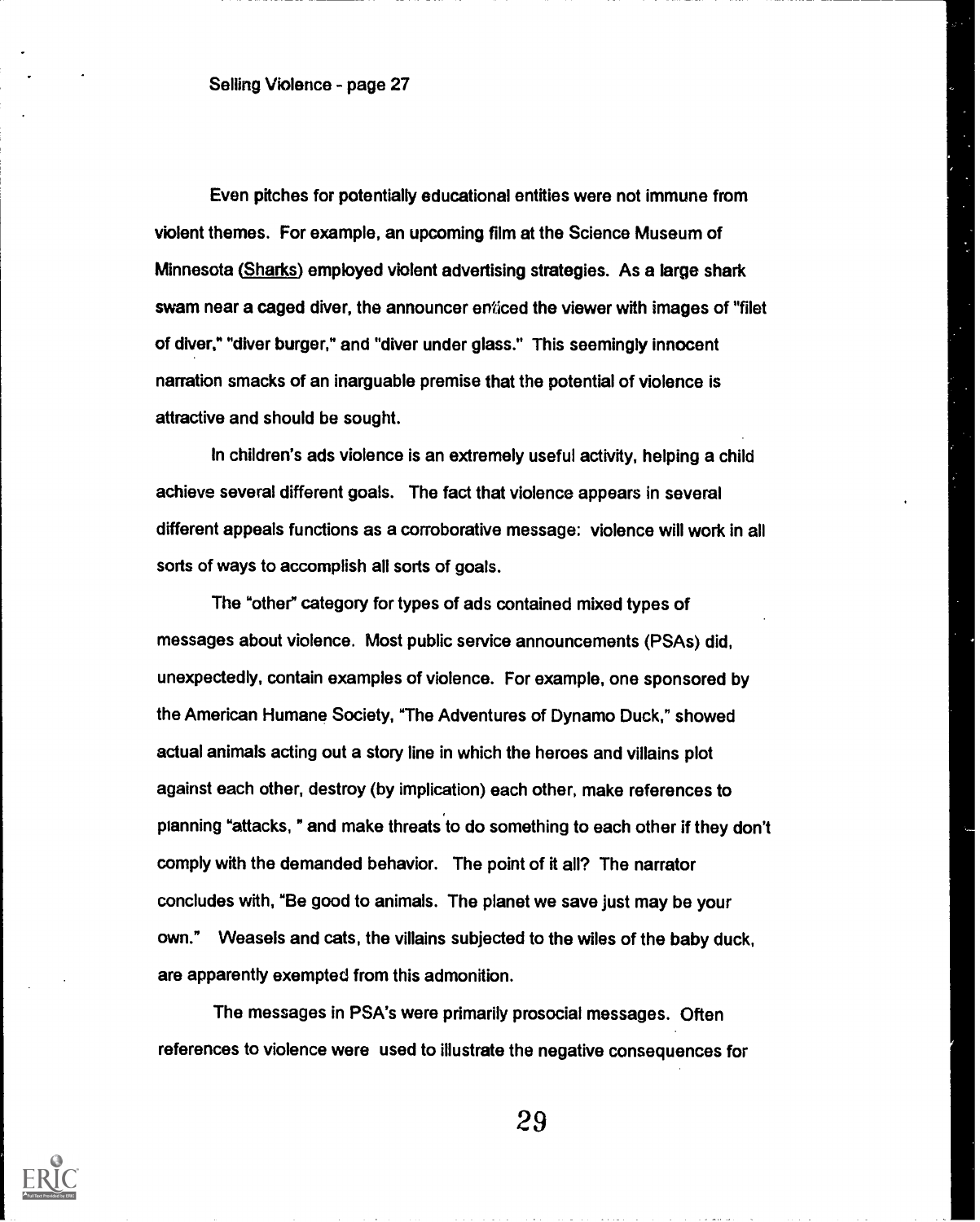Even pitches for potentially educational entities were not immune from violent themes. For example, an upcoming film at the Science Museum of Minnesota (Sharks) employed violent advertising strategies. As a large shark swam near a caged diver, the announcer enticed the viewer with images of "filet of diver," "diver burger," and "diver under glass." This seemingly innocent narration smacks of an inarguable premise that the potential of violence is attractive and should be sought.

In children's ads violence is an extremely useful activity, helping a child achieve several different goals. The fact that violence appears in several different appeals functions as a corroborative message: violence will work in all sorts of ways to accomplish all sorts of goals.

The "other" category for types of ads contained mixed types of messages about violence. Most public service announcements (PSAs) did, unexpectedly, contain examples of violence. For example, one sponsored by the American Humane Society, "The Adventures of Dynamo Duck," showed actual animals acting out a story line in which the heroes and villains plot against each other, destroy (by implication) each other, make references to planning "attacks, " and make threats to do something to each other if they don't comply with the demanded behavior. The point of it all? The narrator concludes with, "Be good to animals. The planet we save just may be your own." Weasels and cats, the villains subjected to the wiles of the baby duck, are apparently exempted from this admonition.

The messages in PSA's were primarily prosocial messages. Often references to violence were used to illustrate the negative consequences for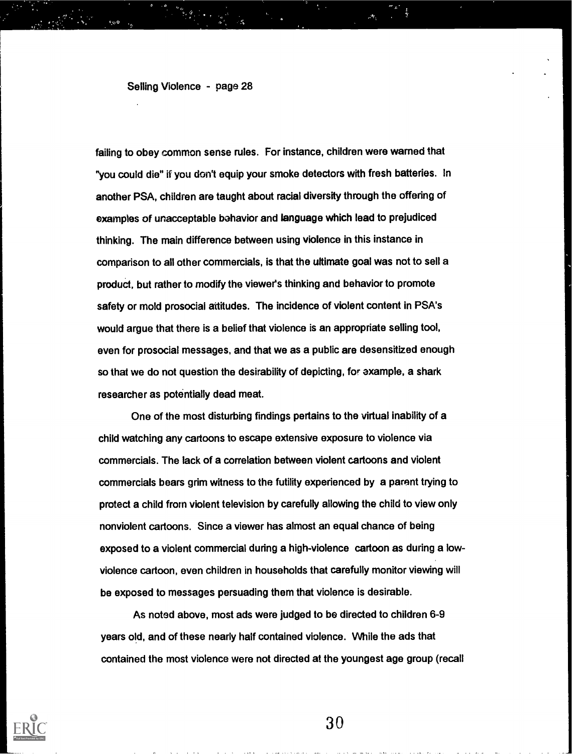failing to obey common sense rules. For instance, children were warned that "you could die" if you don't equip your smoke detectors with fresh batteries. In another PSA, children are taught about racial diversity through the offering of examples of unacceptable behavior and language which lead to prejudiced thinking. The main difference between using violence in this instance in comparison to all other commercials, is that the ultimate goal was not to sell a product, but rather to modify the viewer's thinking and behavior to promote safety or mold prosocial attitudes. The incidence of violent content in PSA's would argue that there is a belief that violence is an appropriate selling tool, even for prosocial messages, and that we as a public are desensitized enough so that we do not question the desirability of depicting, for example, a shark researcher as potentially dead meat.

One of the most disturbing findings pertains to the virtual inability of a child watching any cartoons to escape extensive exposure to violence via commercials. The lack of a correlation between violent cartoons and violent commercials bears grim witness to the futility experienced by a parent trying to protect a child from violent television by carefully allowing the child to view only nonviolent cartoons. Since a viewer has almost an equal chance of being exposed to a violent commercial during a high-violence cartoon as during a low-violence cartoon, even children in households that carefully monitor viewing will be exposed to messages persuading them that violence is desirable.

As noted above, most ads were judged to be directed to children 6-9 years old, and of these nearly half contained violence. While the ads that contained the most violence were not directed at the youngest age group (recall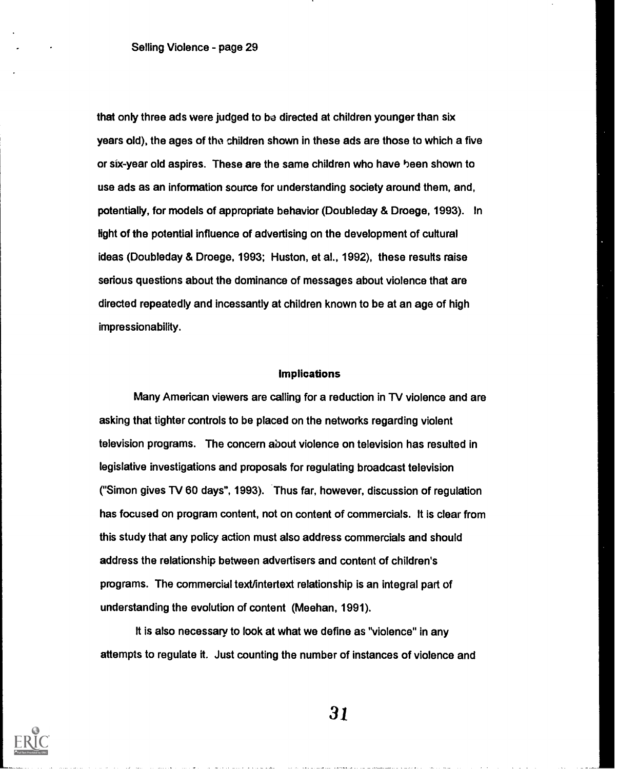that only three ads were judged to be directed at children younger than six years old), the ages of the children shown in these ads are those to which a five or six-year old aspires. These are the same children who have been shown to use ads as an information source for understanding society around them, and, potentially, for models of appropriate behavior (Doubleday & Droege, 1993). In light of the potential influence of advertising on the development of cultural ideas (Doubleday & Droege, 1993; Huston, et al., 1992), these results raise serious questions about the dominance of messages about violence that are directed repeatedly and incessantly at children known to be at an age of high impressionability.

## Implications

Many American viewers are calling for a reduction in TV violence and are asking that tighter controls to be placed on the networks regarding violent television programs. The concern about violence on television has resulted in legislative investigations and proposals for regulating broadcast television ("Simon gives TV 60 days", 1993). Thus far, however, discussion of regulation has focused on program content, not on content of commercials. It is clear from this study that any policy action must also address commercials and should address the relationship between advertisers and content of children's programs. The commercial text/intertext relationship is an integral part of understanding the evolution of content (Meehan, 1991).

It is also necessary to look at what we define as "violence" in any attempts to regulate it. Just counting the number of instances of violence and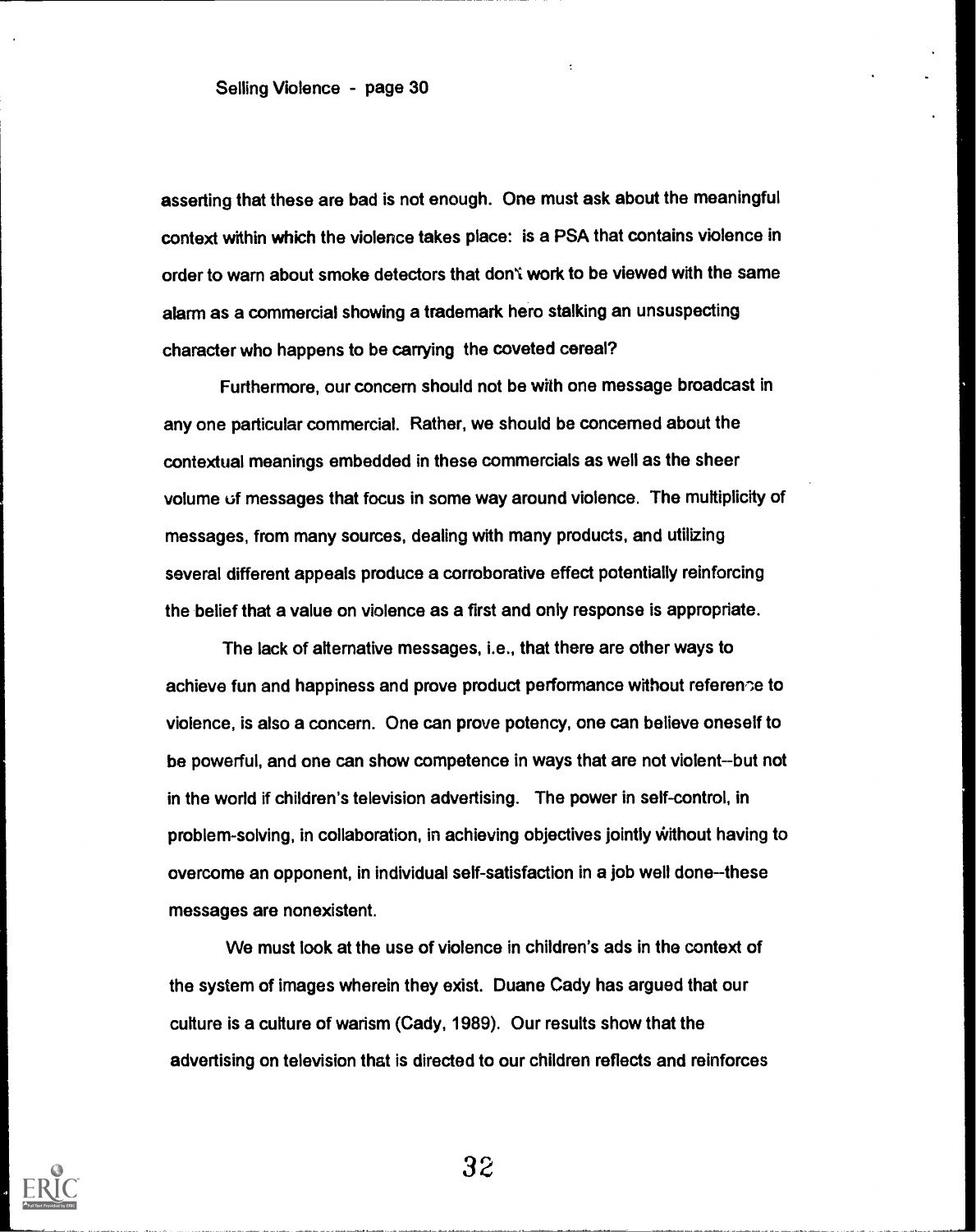asserting that these are bad is not enough. One must ask about the meaningful context within which the violence takes place: is a PSA that contains violence in order to warn about smoke detectors that don't work to be viewed with the same alarm as a commercial showing a trademark hero stalking an unsuspecting character who happens to be carrying the coveted cereal?

Furthermore, our concern should not be with one message broadcast in any one particular commercial. Rather, we should be concerned about the contextual meanings embedded in these commercials as well as the sheer volume of messages that focus in some way around violence. The multiplicity of messages, from many sources, dealing with many products, and utilizing several different appeals produce a corroborative effect potentially reinforcing the belief that a value on violence as a first and only response is appropriate.

The lack of alternative messages, i.e., that there are other ways to achieve fun and happiness and prove product performance without reference to violence, is also a concern. One can prove potency, one can believe oneself to be powerful, and one can show competence in ways that are not violent--but not in the world if children's television advertising. The power in self-control, in problem-solving, in collaboration, in achieving objectives jointly without having to overcome an opponent, in individual self-satisfaction in a job well done--these messages are nonexistent.

We must look at the use of violence in children's ads in the context of the system of images wherein they exist. Duane Cady has argued that our culture is a culture of warism (Cady, 1989). Our results show that the advertising on television that is directed to our children reflects and reinforces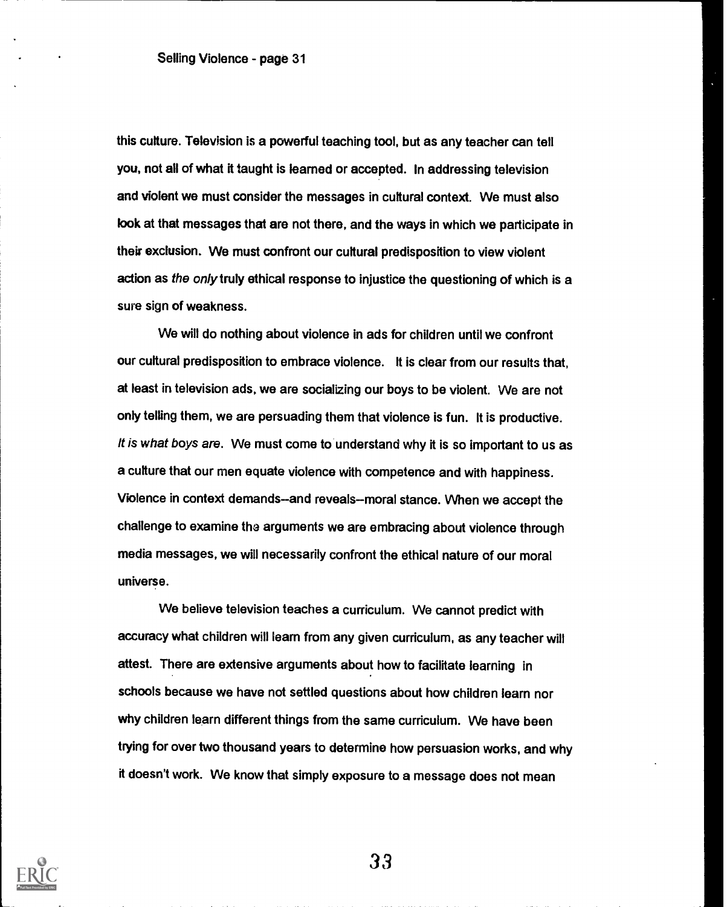this culture. Television is a powerful teaching tool, but as any teacher can tell you, not all of what it taught is learned or accepted. In addressing television and violent we must consider the messages in cultural context. We must also look at that messages that are not there, and the ways in which we participate in their exclusion. We must confront our cultural predisposition to view violent action as *the only* truly ethical response to injustice the questioning of which is a sure sign of weakness.

We will do nothing about violence in ads for children until we confront our cultural predisposition to embrace violence. It is clear from our results that, at least in television ads, we are socializing our boys to be violent. We are not only telling them, we are persuading them that violence is fun. It is productive. *It is what boys are.* We must come to understand why it is so important to us as a culture that our men equate violence with competence and with happiness. Violence in context demands--and reveals--moral stance. When we accept the challenge to examine the arguments we are embracing about violence through media messages, we will necessarily confront the ethical nature of our moral universe.

We believe television teaches a curriculum. We cannot predict with accuracy what children will learn from any given curriculum, as any teacher will attest. There are extensive arguments about how to facilitate learning in schools because we have not settled questions about how children learn nor why children learn different things from the same curriculum. We have been trying for over two thousand years to determine how persuasion works, and why it doesn't work. We know that simply exposure to a message does not mean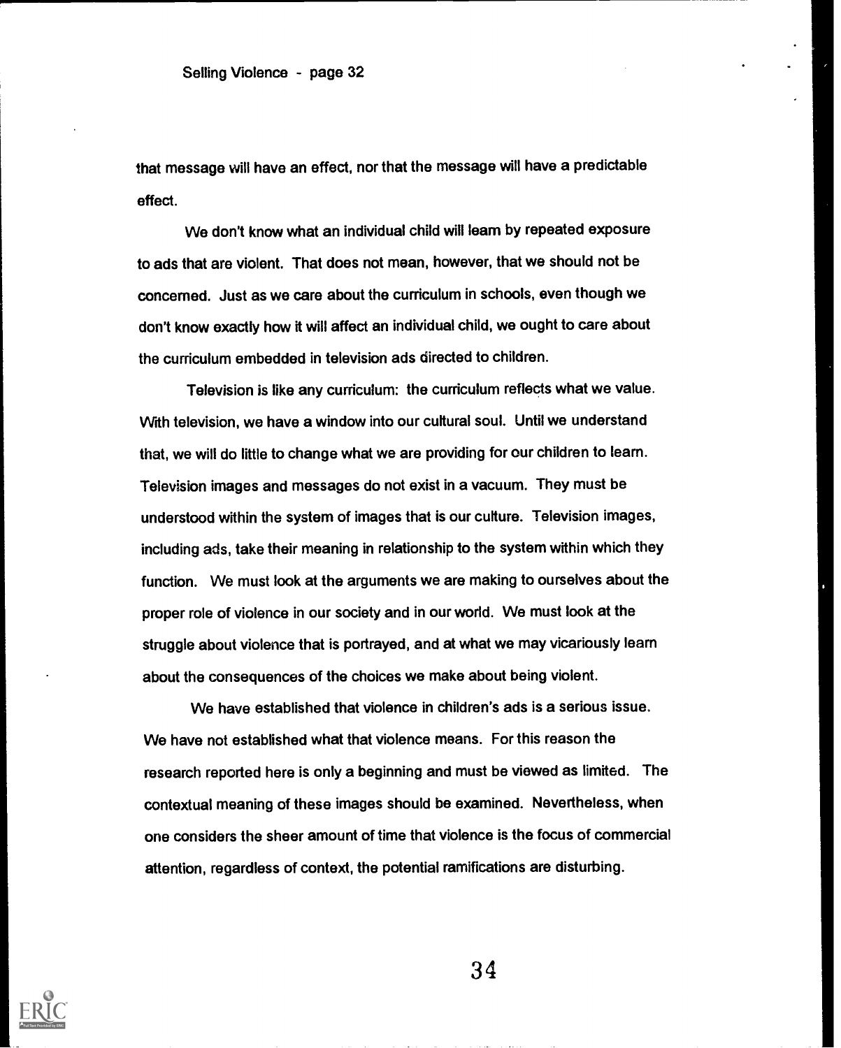that message will have an effect, nor that the message will have a predictable effect.

We don't know what an individual child will learn by repeated exposure to ads that are violent. That does not mean, however, that we should not be concerned. Just as we care about the curriculum in schools, even though we don't know exactly how it will affect an individual child, we ought to care about the curriculum embedded in television ads directed to children.

Television is like any curriculum: the curriculum reflects what we value. With television, we have a window into our cultural soul. Until we understand that, we will do little to change what we are providing for our children to learn. Television images and messages do not exist in a vacuum. They must be understood within the system of images that is our culture. Television images, including ads, take their meaning in relationship to the system within which they function. We must look at the arguments we are making to ourselves about the proper role of violence in our society and in our world. We must look at the struggle about violence that is portrayed, and at what we may vicariously learn about the consequences of the choices we make about being violent.

We have established that violence in children's ads is a serious issue. We have not established what that violence means. For this reason the research reported here is only a beginning and must be viewed as limited. The contextual meaning of these images should be examined. Nevertheless, when one considers the sheer amount of time that violence is the focus of commercial attention, regardless of context, the potential ramifications are disturbing.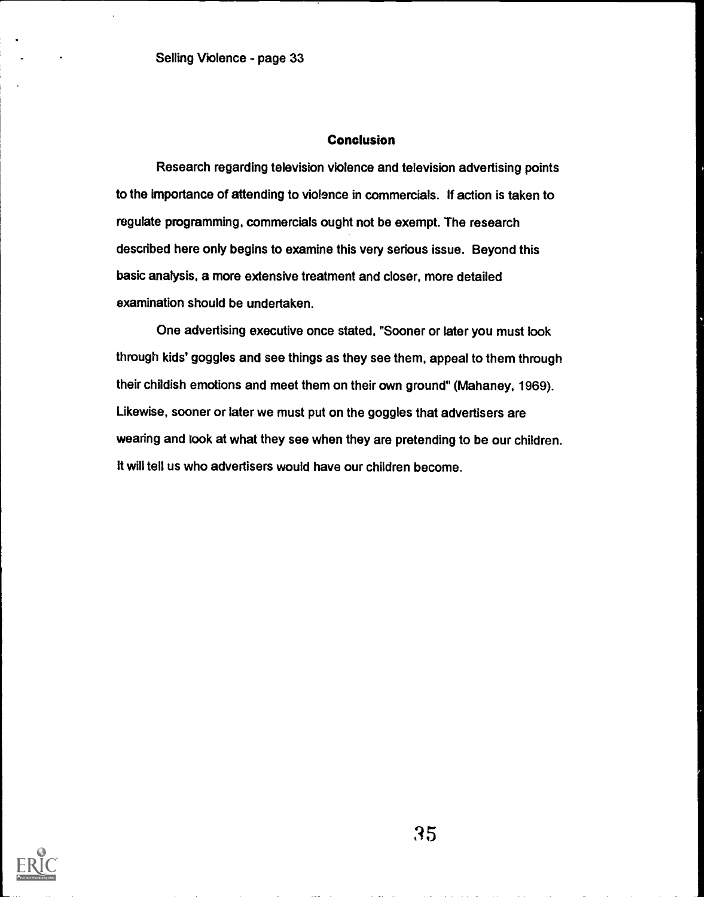## Conclusion

Research regarding television violence and television advertising points to the importance of attending to violence in commercials. If action is taken to regulate programming, commercials ought not be exempt. The research described here only begins to examine this very serious issue. Beyond this basic analysis, a more extensive treatment and closer, more detailed examination should be undertaken.

One advertising executive once stated, "Sooner or later you must look through kids' goggles and see things as they see them, appeal to them through their childish emotions and meet them on their own ground" (Mahaney, 1969). Likewise, sooner or later we must put on the goggles that advertisers are wearing and look at what they see when they are pretending to be our children. It will tell us who advertisers would have our children become.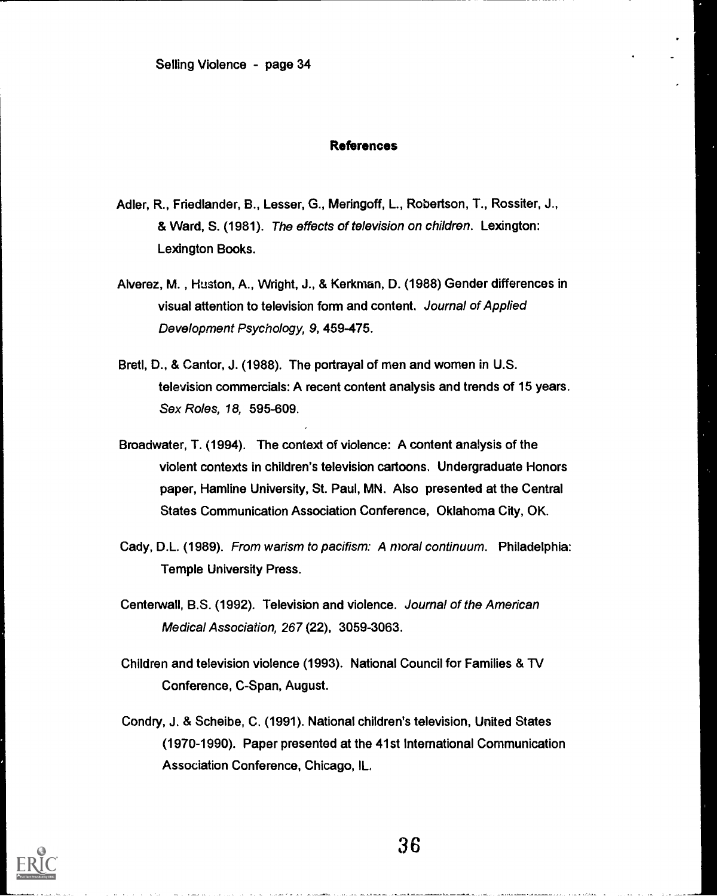**References**

Adler, R., Friedlander, B., Lesser, G., Meringoff, L., Robertson, T., Rossiter, J., & Ward, S. (1981). *The effects of television on children.* Lexington: Lexington Books.

Alverez, M. , Huston, A., Wright, J., & Kerkman, D. (1988) Gender differences in visual attention to television form and content. *Journal of Applied Development Psychology, 9,* 459-475.

Bretl, D., & Cantor, J. (1988). The portrayal of men and women in U.S. television commercials: A recent content analysis and trends of 15 years. *Sex Roles, 18,* 595-609.

Broadwater, T. (1994). The context of violence: A content analysis of the violent contexts in children's television cartoons. Undergraduate Honors paper, Hamline University, St. Paul, MN. Also presented at the Central States Communication Association Conference, Oklahoma City, OK.

Cady, D.L. (1989). *From warism to pacifism: A moral continuum.* Philadelphia: Temple University Press.

Centerwall, B.S. (1992). Television and violence. *Journal of the American Medical Association, 267* (22), 3059-3063.

Children and television violence (1993). National Council for Families & TV Conference, C-Span, August.

Condry, J. & Scheibe, C. (1991). National children's television, United States (1970-1990). Paper presented at the 41st International Communication Association Conference, Chicago, IL.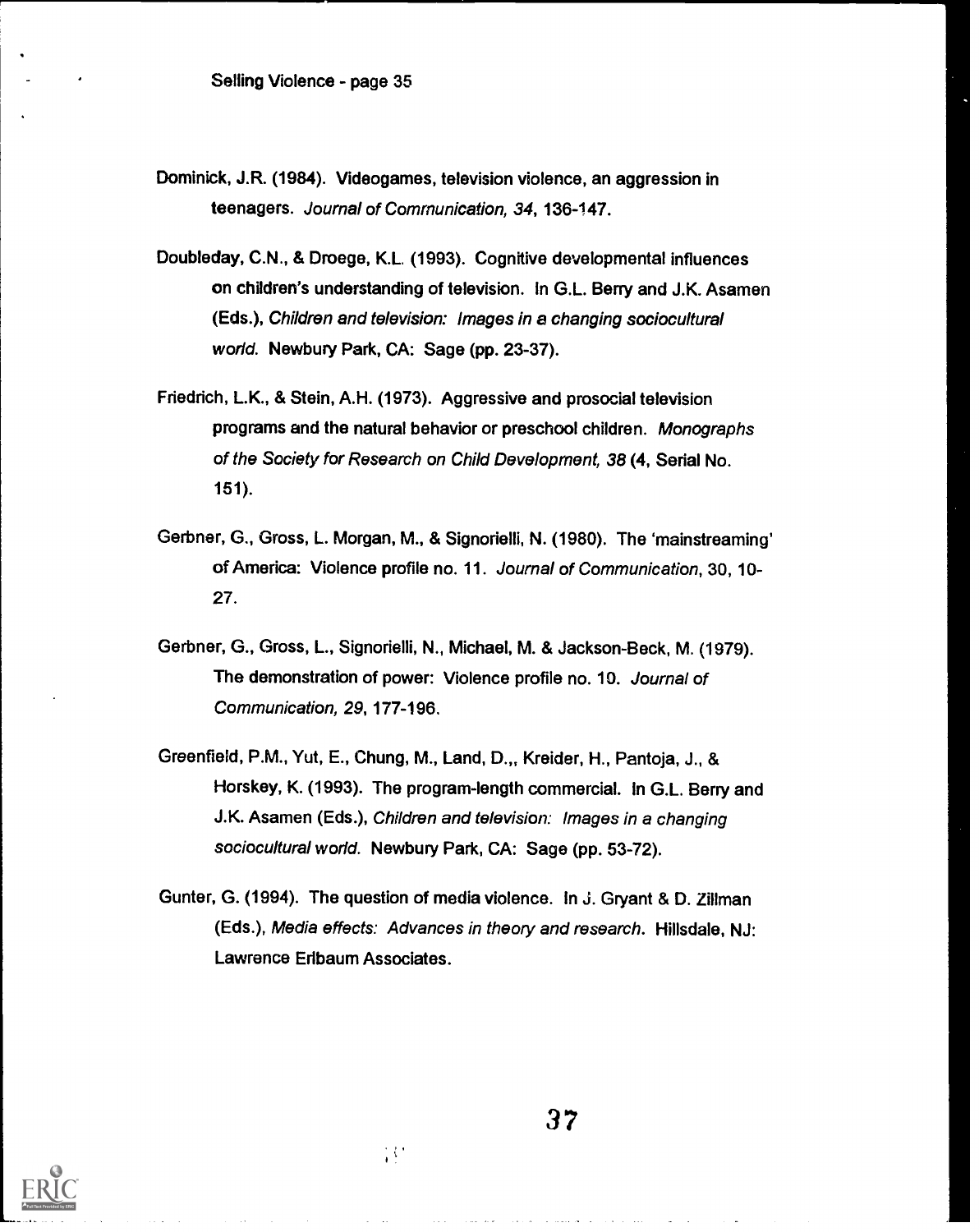Dominick, J.R. (1984). Videogames, television violence, an aggression in teenagers. *Journal of Communication, 34*, 136-147.

Doubleday, C.N., & Droege, K.L. (1993). Cognitive developmental influences on children's understanding of television. In G.L. Berry and J.K. Asamen (Eds.), *Children and television: Images in a changing sociocultural world.* Newbury Park, CA: Sage (pp. 23-37).

Friedrich, L.K., & Stein, A.H. (1973). Aggressive and prosocial television programs and the natural behavior or preschool children. *Monographs of the Society for Research on Child Development, 38* (4, Serial No. 151).

Gerbner, G., Gross, L. Morgan, M., & Signorielli, N. (1980). The 'mainstreaming' of America: Violence profile no. 11. *Journal of Communication*, 30, 10-27.

Gerbner, G., Gross, L., Signorielli, N., Michael, M. & Jackson-Beck, M. (1979). The demonstration of power: Violence profile no. 10. *Journal of Communication, 29*, 177-196.

Greenfield, P.M., Yut, E., Chung, M., Land, D.,, Kreider, H., Pantoja, J., & Horskey, K. (1993). The program-length commercial. In G.L. Berry and J.K. Asamen (Eds.), *Children and television: Images in a changing sociocultural world.* Newbury Park, CA: Sage (pp. 53-72).

Gunter, G. (1994). The question of media violence. In J. Gryant & D. Zillman (Eds.), *Media effects: Advances in theory and research.* Hillsdale, NJ: Lawrence Erlbaum Associates.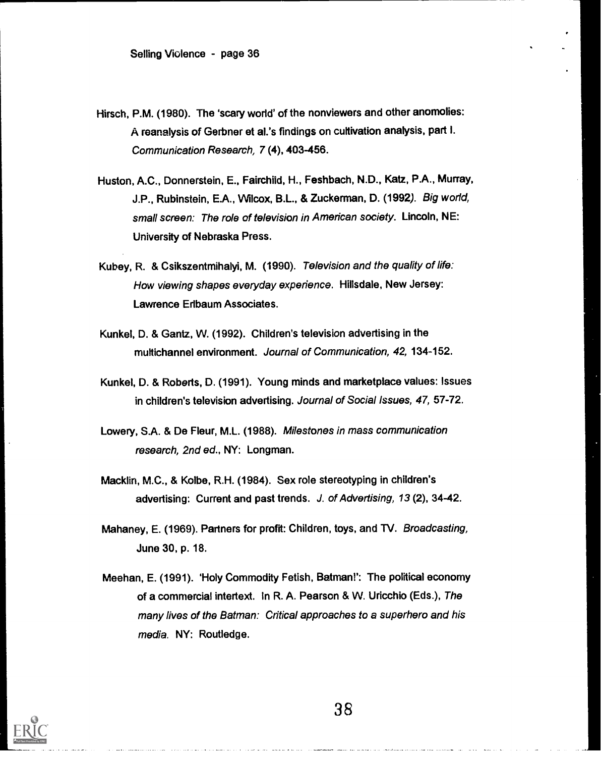Hirsch, P.M. (1980). The 'scary world' of the nonviewers and other anomolies: A reanalysis of Gerbner et al.'s findings on cultivation analysis, part I. *Communication Research, 7* (4), 403-456.

Huston, A.C., Donnerstein, E., Fairchild, H., Feshbach, N.D., Katz, P.A., Murray, J.P., Rubinstein, E.A., Wilcox, B.L., & Zuckerman, D. (1992). *Big world, small screen: The role of television in American society*. Lincoln, NE: University of Nebraska Press.

Kubey, R. & Csikszentmihalyi, M. (1990). *Television and the quality of life: How viewing shapes everyday experience.* Hillsdale, New Jersey: Lawrence Erlbaum Associates.

Kunkel, D. & Gantz, W. (1992). Children's television advertising in the multichannel environment. *Journal of Communication, 42,* 134-152.

Kunkel, D. & Roberts, D. (1991). Young minds and marketplace values: Issues in children's television advertising. *Journal of Social Issues, 47,* 57-72.

Lowery, S.A. & De Fleur, M.L. (1988). *Milestones in mass communication research, 2nd ed.*, NY: Longman.

Macklin, M.C., & Kolbe, R.H. (1984). Sex role stereotyping in children's advertising: Current and past trends. *J. of Advertising, 13* (2), 34-42.

Mahaney, E. (1969). Partners for profit: Children, toys, and TV. *Broadcasting,* June 30, p. 18.

Meehan, E. (1991). 'Holy Commodity Fetish, Batman!': The political economy of a commercial intertext. In R. A. Pearson & W. Uricchio (Eds.), *The many lives of the Batman: Critical approaches to a superhero and his media.* NY: Routledge.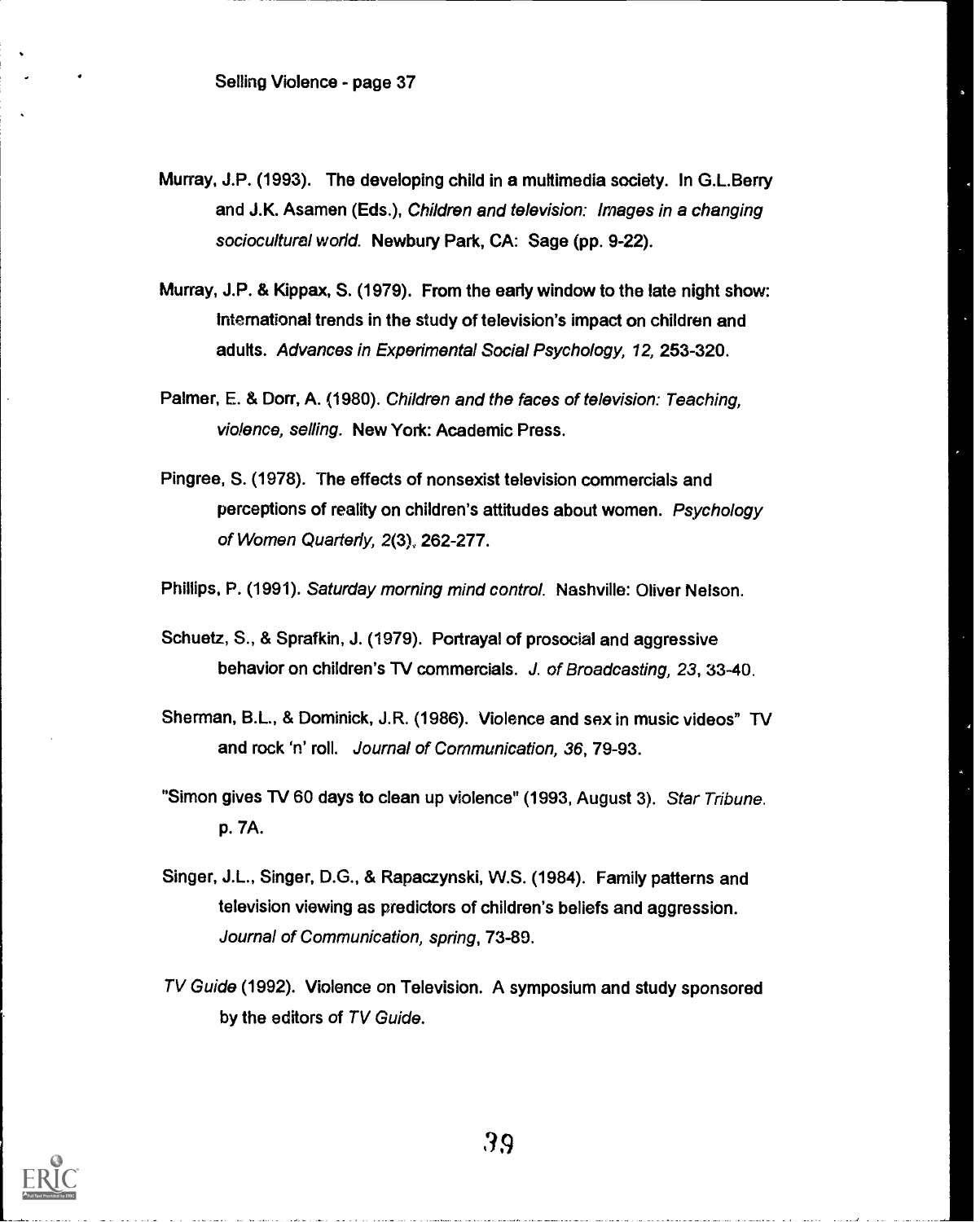Murray, J.P. (1993). The developing child in a multimedia society. In G.L.Berry and J.K. Asamen (Eds.), *Children and television: Images in a changing sociocultural world.* Newbury Park, CA: Sage (pp. 9-22).

Murray, J.P. & Kippax, S. (1979). From the early window to the late night show: International trends in the study of television's impact on children and adults. *Advances in Experimental Social Psychology, 12,* 253-320.

Palmer, E. & Dorr, A. (1980). *Children and the faces of television: Teaching, violence, selling.* New York: Academic Press.

Pingree, S. (1978). The effects of nonsexist television commercials and perceptions of reality on children's attitudes about women. *Psychology of Women Quarterly, 2*(3), 262-277.

Phillips, P. (1991). *Saturday morning mind control.* Nashville: Oliver Nelson.

Schuetz, S., & Sprafkin, J. (1979). Portrayal of prosocial and aggressive behavior on children's TV commercials. *J. of Broadcasting, 23,* 33-40.

Sherman, B.L., & Dominick, J.R. (1986). Violence and sex in music videos" TV and rock 'n' roll. *Journal of Communication, 36,* 79-93.

"Simon gives TV 60 days to clean up violence" (1993, August 3). *Star Tribune.* p. 7A.

Singer, J.L., Singer, D.G., & Rapaczynski, W.S. (1984). Family patterns and television viewing as predictors of children's beliefs and aggression. *Journal of Communication, spring,* 73-89.

*TV Guide* (1992). Violence on Television. A symposium and study sponsored by the editors of *TV Guide.*